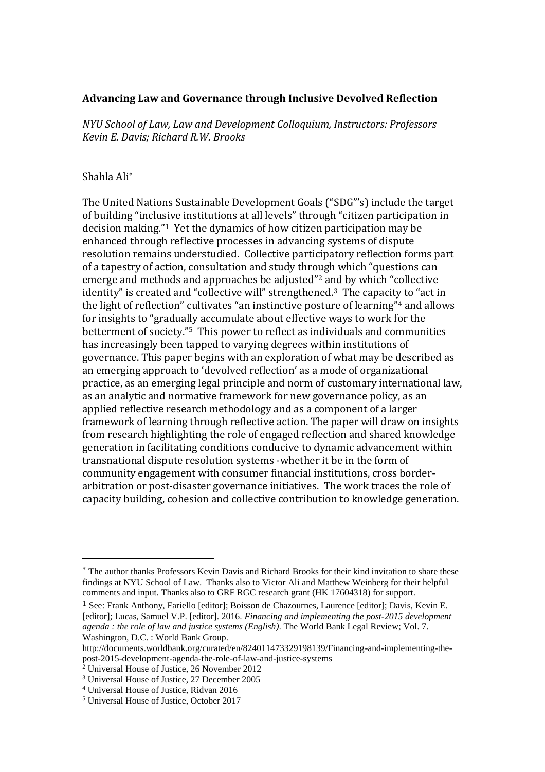**Advancing Law and Governance through Inclusive Devolved Reflection**

*NYU School of Law, Law and Development Colloquium, Instructors: Professors Kevin E. Davis; Richard R.W. Brooks*

Shahla Ali[*]

The United Nations Sustainable Development Goals ("SDG"'s) include the target of building "inclusive institutions at all levels" through "citizen participation in decision making."[1] Yet the dynamics of how citizen participation may be enhanced through reflective processes in advancing systems of dispute resolution remains understudied. Collective participatory reflection forms part of a tapestry of action, consultation and study through which "questions can emerge and methods and approaches be adjusted"[2] and by which "collective identity" is created and "collective will" strengthened.[3] The capacity to "act in the light of reflection" cultivates "an instinctive posture of learning"[4] and allows for insights to "gradually accumulate about effective ways to work for the betterment of society."[5] This power to reflect as individuals and communities has increasingly been tapped to varying degrees within institutions of governance. This paper begins with an exploration of what may be described as an emerging approach to 'devolved reflection' as a mode of organizational practice, as an emerging legal principle and norm of customary international law, as an analytic and normative framework for new governance policy, as an applied reflective learning research methodology and as a component of a larger framework of learning through reflective action. The paper will draw on insights from research highlighting the role of engaged reflection and shared knowledge generation in facilitating conditions conducive to dynamic advancement within transnational dispute resolution systems -whether it be in the form of community engagement with consumer financial institutions, cross border-arbitration or post-disaster governance initiatives. The work traces the role of capacity building, cohesion and collective contribution to knowledge generation.

---

[*] The author thanks Professors Kevin Davis and Richard Brooks for their kind invitation to share these findings at NYU School of Law. Thanks also to Victor Ali and Matthew Weinberg for their helpful comments and input. Thanks also to GRF RGC research grant (HK 17604318) for support.

[1] See: Frank Anthony, Fariello [editor]; Boisson de Chazournes, Laurence [editor]; Davis, Kevin E. [editor]; Lucas, Samuel V.P. [editor]. 2016. *Financing and implementing the post-2015 development agenda : the role of law and justice systems (English)*. The World Bank Legal Review; Vol. 7. Washington, D.C. : World Bank Group. http://documents.worldbank.org/curated/en/824011473329198139/Financing-and-implementing-the-post-2015-development-agenda-the-role-of-law-and-justice-systems

[2] Universal House of Justice, 26 November 2012

[3] Universal House of Justice, 27 December 2005

[4] Universal House of Justice, Ridvan 2016

[5] Universal House of Justice, October 2017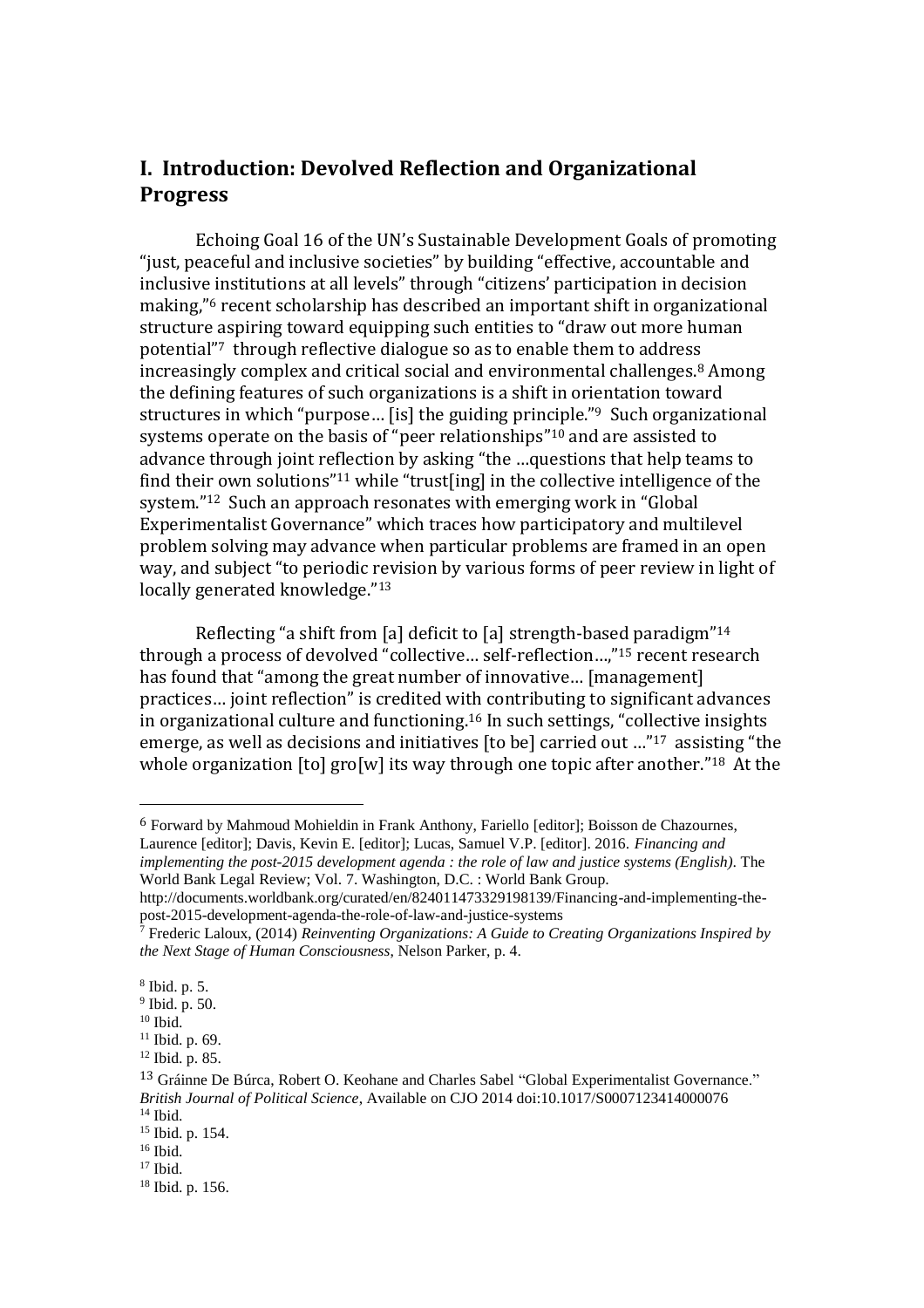## I. Introduction: Devolved Reflection and Organizational Progress

Echoing Goal 16 of the UN's Sustainable Development Goals of promoting "just, peaceful and inclusive societies" by building "effective, accountable and inclusive institutions at all levels" through "citizens' participation in decision making,"[6] recent scholarship has described an important shift in organizational structure aspiring toward equipping such entities to "draw out more human potential"[7] through reflective dialogue so as to enable them to address increasingly complex and critical social and environmental challenges.[8] Among the defining features of such organizations is a shift in orientation toward structures in which "purpose… [is] the guiding principle."[9] Such organizational systems operate on the basis of "peer relationships"[10] and are assisted to advance through joint reflection by asking "the …questions that help teams to find their own solutions"[11] while "trust[ing] in the collective intelligence of the system."[12] Such an approach resonates with emerging work in "Global Experimentalist Governance" which traces how participatory and multilevel problem solving may advance when particular problems are framed in an open way, and subject "to periodic revision by various forms of peer review in light of locally generated knowledge."[13]

Reflecting "a shift from [a] deficit to [a] strength-based paradigm"[14] through a process of devolved "collective… self-reflection…,"[15] recent research has found that "among the great number of innovative… [management] practices… joint reflection" is credited with contributing to significant advances in organizational culture and functioning.[16] In such settings, "collective insights emerge, as well as decisions and initiatives [to be] carried out …"[17] assisting "the whole organization [to] gro[w] its way through one topic after another."[18] At the

---

[6] Forward by Mahmoud Mohieldin in Frank Anthony, Fariello [editor]; Boisson de Chazournes, Laurence [editor]; Davis, Kevin E. [editor]; Lucas, Samuel V.P. [editor]. 2016. *Financing and implementing the post-2015 development agenda : the role of law and justice systems (English)*. The World Bank Legal Review; Vol. 7. Washington, D.C. : World Bank Group. http://documents.worldbank.org/curated/en/824011473329198139/Financing-and-implementing-the-post-2015-development-agenda-the-role-of-law-and-justice-systems

[7] Frederic Laloux, (2014) *Reinventing Organizations: A Guide to Creating Organizations Inspired by the Next Stage of Human Consciousness*, Nelson Parker, p. 4.

[8] Ibid. p. 5.

[9] Ibid. p. 50.

[10] Ibid.

[11] Ibid. p. 69.

[12] Ibid. p. 85.

[13] Gráinne De Búrca, Robert O. Keohane and Charles Sabel "Global Experimentalist Governance." *British Journal of Political Science*, Available on CJO 2014 doi:10.1017/S0007123414000076

[14] Ibid.

[15] Ibid. p. 154.

[16] Ibid.

[17] Ibid.

[18] Ibid. p. 156.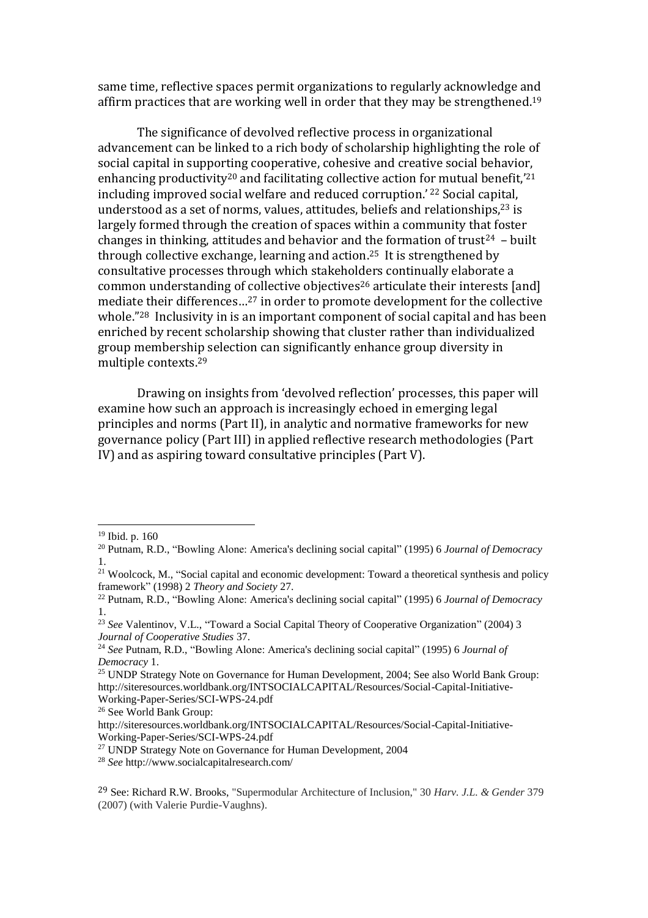same time, reflective spaces permit organizations to regularly acknowledge and affirm practices that are working well in order that they may be strengthened.[19]

The significance of devolved reflective process in organizational advancement can be linked to a rich body of scholarship highlighting the role of social capital in supporting cooperative, cohesive and creative social behavior, enhancing productivity[20] and facilitating collective action for mutual benefit,'[21] including improved social welfare and reduced corruption.' [22] Social capital, understood as a set of norms, values, attitudes, beliefs and relationships,[23] is largely formed through the creation of spaces within a community that foster changes in thinking, attitudes and behavior and the formation of trust[24] – built through collective exchange, learning and action.[25] It is strengthened by consultative processes through which stakeholders continually elaborate a common understanding of collective objectives[26] articulate their interests [and] mediate their differences...[27] in order to promote development for the collective whole."[28] Inclusivity in is an important component of social capital and has been enriched by recent scholarship showing that cluster rather than individualized group membership selection can significantly enhance group diversity in multiple contexts.[29]

Drawing on insights from 'devolved reflection' processes, this paper will examine how such an approach is increasingly echoed in emerging legal principles and norms (Part II), in analytic and normative frameworks for new governance policy (Part III) in applied reflective research methodologies (Part IV) and as aspiring toward consultative principles (Part V).

---

[19] Ibid. p. 160

[20] Putnam, R.D., "Bowling Alone: America's declining social capital" (1995) 6 *Journal of Democracy* 1.

[21] Woolcock, M., "Social capital and economic development: Toward a theoretical synthesis and policy framework" (1998) 2 *Theory and Society* 27.

[22] Putnam, R.D., "Bowling Alone: America's declining social capital" (1995) 6 *Journal of Democracy* 1.

[23] *See* Valentinov, V.L., "Toward a Social Capital Theory of Cooperative Organization" (2004) 3 *Journal of Cooperative Studies* 37.

[24] *See* Putnam, R.D., "Bowling Alone: America's declining social capital" (1995) 6 *Journal of Democracy* 1.

[25] UNDP Strategy Note on Governance for Human Development, 2004; See also World Bank Group: http://siteresources.worldbank.org/INTSOCIALCAPITAL/Resources/Social-Capital-Initiative-Working-Paper-Series/SCI-WPS-24.pdf

[26] See World Bank Group: http://siteresources.worldbank.org/INTSOCIALCAPITAL/Resources/Social-Capital-Initiative-Working-Paper-Series/SCI-WPS-24.pdf

[27] UNDP Strategy Note on Governance for Human Development, 2004

[28] *See* http://www.socialcapitalresearch.com/

[29] See: Richard R.W. Brooks, "Supermodular Architecture of Inclusion," 30 *Harv. J.L. & Gender* 379 (2007) (with Valerie Purdie-Vaughns).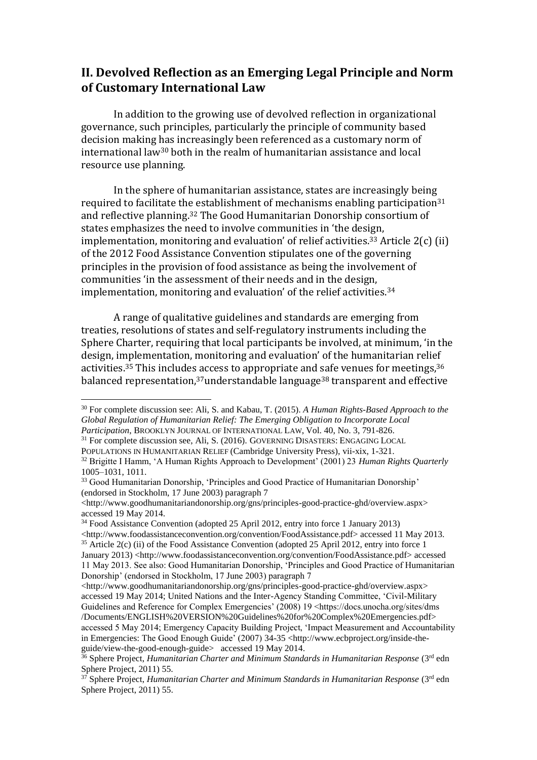## II. Devolved Reflection as an Emerging Legal Principle and Norm of Customary International Law

In addition to the growing use of devolved reflection in organizational governance, such principles, particularly the principle of community based decision making has increasingly been referenced as a customary norm of international law[30] both in the realm of humanitarian assistance and local resource use planning.

In the sphere of humanitarian assistance, states are increasingly being required to facilitate the establishment of mechanisms enabling participation[31] and reflective planning.[32] The Good Humanitarian Donorship consortium of states emphasizes the need to involve communities in 'the design, implementation, monitoring and evaluation' of relief activities.[33] Article 2(c) (ii) of the 2012 Food Assistance Convention stipulates one of the governing principles in the provision of food assistance as being the involvement of communities 'in the assessment of their needs and in the design, implementation, monitoring and evaluation' of the relief activities.[34]

A range of qualitative guidelines and standards are emerging from treaties, resolutions of states and self-regulatory instruments including the Sphere Charter, requiring that local participants be involved, at minimum, 'in the design, implementation, monitoring and evaluation' of the humanitarian relief activities.[35] This includes access to appropriate and safe venues for meetings,[36] balanced representation,[37]understandable language[38] transparent and effective

---

[30] For complete discussion see: Ali, S. and Kabau, T. (2015). *A Human Rights-Based Approach to the Global Regulation of Humanitarian Relief: The Emerging Obligation to Incorporate Local Participation*, BROOKLYN JOURNAL OF INTERNATIONAL LAW, Vol. 40, No. 3, 791-826.

[31] For complete discussion see, Ali, S. (2016). GOVERNING DISASTERS: ENGAGING LOCAL POPULATIONS IN HUMANITARIAN RELIEF (Cambridge University Press), vii-xix, 1-321.

[32] Brigitte I Hamm, 'A Human Rights Approach to Development' (2001) 23 *Human Rights Quarterly* 1005–1031, 1011.

[33] Good Humanitarian Donorship, 'Principles and Good Practice of Humanitarian Donorship' (endorsed in Stockholm, 17 June 2003) paragraph 7 <http://www.goodhumanitariandonorship.org/gns/principles-good-practice-ghd/overview.aspx> accessed 19 May 2014.

[34] Food Assistance Convention (adopted 25 April 2012, entry into force 1 January 2013) <http://www.foodassistanceconvention.org/convention/FoodAssistance.pdf> accessed 11 May 2013.

[35] Article 2(c) (ii) of the Food Assistance Convention (adopted 25 April 2012, entry into force 1 January 2013) <http://www.foodassistanceconvention.org/convention/FoodAssistance.pdf> accessed 11 May 2013. See also: Good Humanitarian Donorship, 'Principles and Good Practice of Humanitarian Donorship' (endorsed in Stockholm, 17 June 2003) paragraph 7 <http://www.goodhumanitariandonorship.org/gns/principles-good-practice-ghd/overview.aspx> accessed 19 May 2014; United Nations and the Inter-Agency Standing Committee, 'Civil-Military Guidelines and Reference for Complex Emergencies' (2008) 19 <https://docs.unocha.org/sites/dms/Documents/ENGLISH%20VERSION%20Guidelines%20for%20Complex%20Emergencies.pdf> accessed 5 May 2014; Emergency Capacity Building Project, 'Impact Measurement and Accountability in Emergencies: The Good Enough Guide' (2007) 34-35 <http://www.ecbproject.org/inside-the-guide/view-the-good-enough-guide> accessed 19 May 2014.

[36] Sphere Project, *Humanitarian Charter and Minimum Standards in Humanitarian Response* (3rd edn Sphere Project, 2011) 55.

[37] Sphere Project, *Humanitarian Charter and Minimum Standards in Humanitarian Response* (3rd edn Sphere Project, 2011) 55.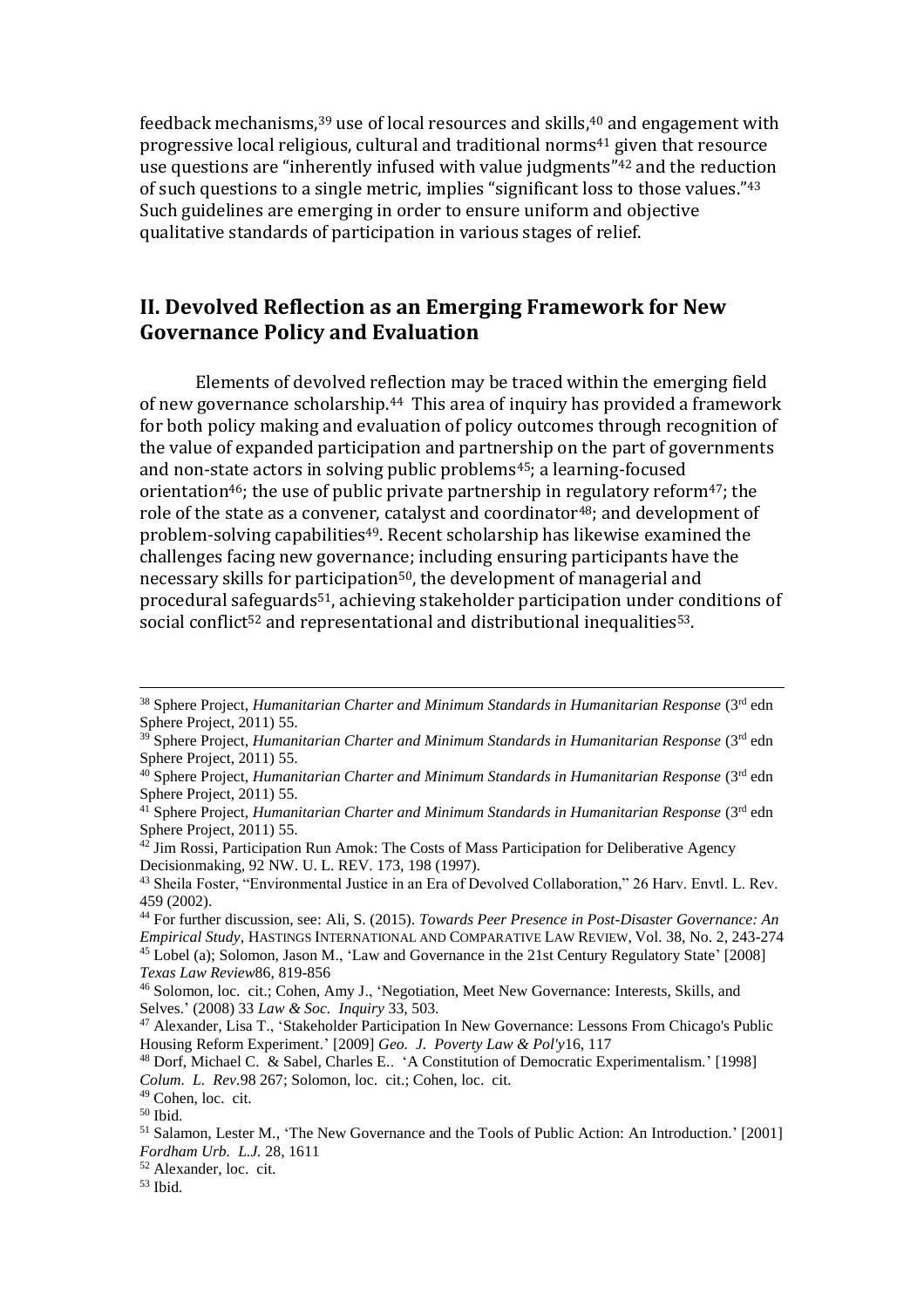feedback mechanisms,[39] use of local resources and skills,[40] and engagement with progressive local religious, cultural and traditional norms[41] given that resource use questions are "inherently infused with value judgments"[42] and the reduction of such questions to a single metric, implies "significant loss to those values."[43] Such guidelines are emerging in order to ensure uniform and objective qualitative standards of participation in various stages of relief.

## II. Devolved Reflection as an Emerging Framework for New Governance Policy and Evaluation

Elements of devolved reflection may be traced within the emerging field of new governance scholarship.[44] This area of inquiry has provided a framework for both policy making and evaluation of policy outcomes through recognition of the value of expanded participation and partnership on the part of governments and non-state actors in solving public problems[45]; a learning-focused orientation[46]; the use of public private partnership in regulatory reform[47]; the role of the state as a convener, catalyst and coordinator[48]; and development of problem-solving capabilities[49]. Recent scholarship has likewise examined the challenges facing new governance; including ensuring participants have the necessary skills for participation[50], the development of managerial and procedural safeguards[51], achieving stakeholder participation under conditions of social conflict[52] and representational and distributional inequalities[53].

---

[38] Sphere Project, *Humanitarian Charter and Minimum Standards in Humanitarian Response* (3rd edn Sphere Project, 2011) 55.

[39] Sphere Project, *Humanitarian Charter and Minimum Standards in Humanitarian Response* (3rd edn Sphere Project, 2011) 55.

[40] Sphere Project, *Humanitarian Charter and Minimum Standards in Humanitarian Response* (3rd edn Sphere Project, 2011) 55.

[41] Sphere Project, *Humanitarian Charter and Minimum Standards in Humanitarian Response* (3rd edn Sphere Project, 2011) 55.

[42] Jim Rossi, Participation Run Amok: The Costs of Mass Participation for Deliberative Agency Decisionmaking, 92 NW. U. L. REV. 173, 198 (1997).

[43] Sheila Foster, "Environmental Justice in an Era of Devolved Collaboration," 26 Harv. Envtl. L. Rev. 459 (2002).

[44] For further discussion, see: Ali, S. (2015). *Towards Peer Presence in Post-Disaster Governance: An Empirical Study*, HASTINGS INTERNATIONAL AND COMPARATIVE LAW REVIEW, Vol. 38, No. 2, 243-274

[45] Lobel (a); Solomon, Jason M., 'Law and Governance in the 21st Century Regulatory State' [2008] *Texas Law Review*86, 819-856

[46] Solomon, loc. cit.; Cohen, Amy J., 'Negotiation, Meet New Governance: Interests, Skills, and Selves.' (2008) 33 *Law & Soc. Inquiry* 33, 503.

[47] Alexander, Lisa T., 'Stakeholder Participation In New Governance: Lessons From Chicago's Public Housing Reform Experiment.' [2009] *Geo. J. Poverty Law & Pol'y*16, 117

[48] Dorf, Michael C. & Sabel, Charles E.. 'A Constitution of Democratic Experimentalism.' [1998] *Colum. L. Rev.*98 267; Solomon, loc. cit.; Cohen, loc. cit.

[49] Cohen, loc. cit.

[50] Ibid.

[51] Salamon, Lester M., 'The New Governance and the Tools of Public Action: An Introduction.' [2001] *Fordham Urb. L.J.* 28, 1611

[52] Alexander, loc. cit.

[53] Ibid.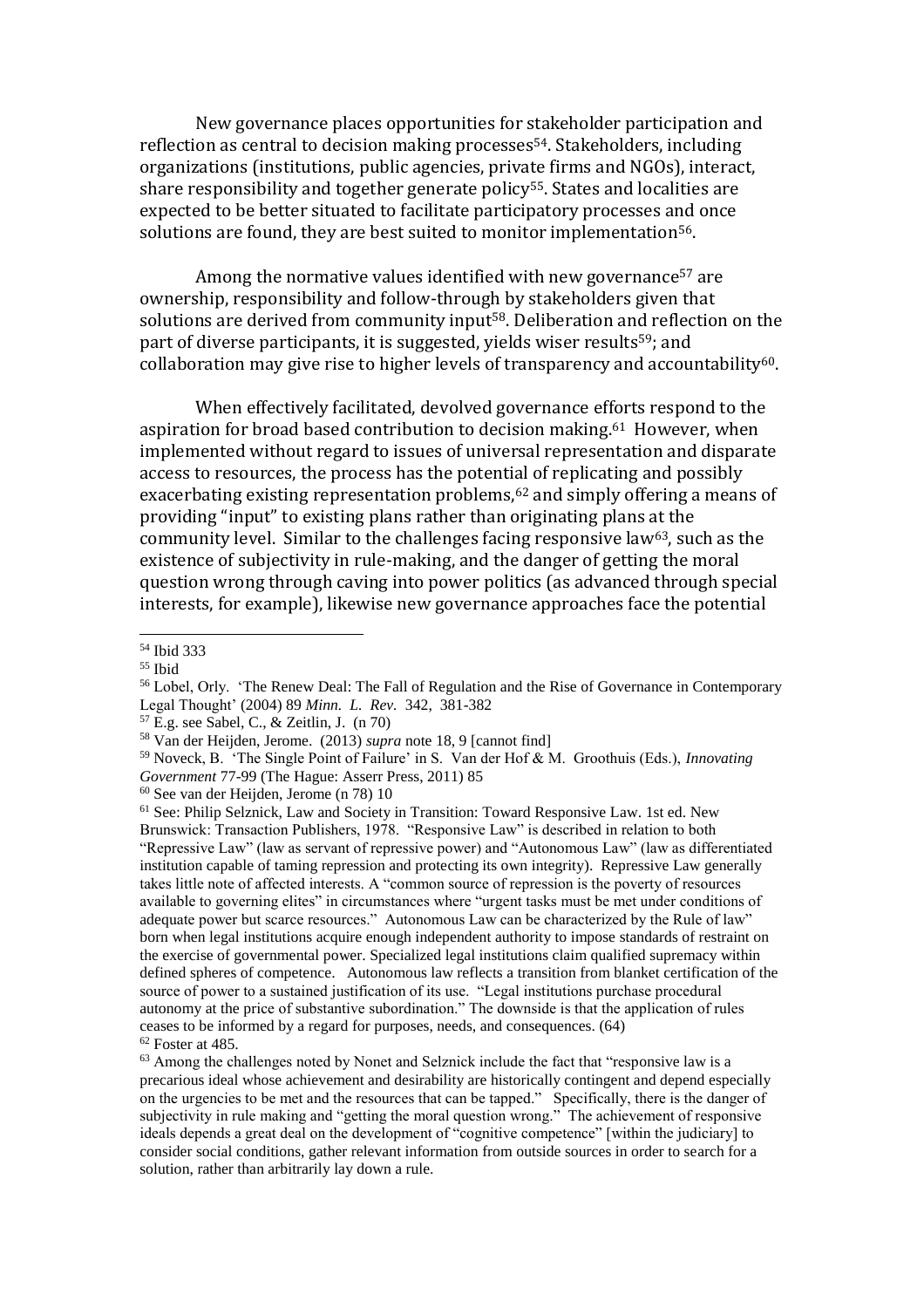New governance places opportunities for stakeholder participation and reflection as central to decision making processes[54]. Stakeholders, including organizations (institutions, public agencies, private firms and NGOs), interact, share responsibility and together generate policy[55]. States and localities are expected to be better situated to facilitate participatory processes and once solutions are found, they are best suited to monitor implementation[56].

Among the normative values identified with new governance[57] are ownership, responsibility and follow-through by stakeholders given that solutions are derived from community input[58]. Deliberation and reflection on the part of diverse participants, it is suggested, yields wiser results[59]; and collaboration may give rise to higher levels of transparency and accountability[60].

When effectively facilitated, devolved governance efforts respond to the aspiration for broad based contribution to decision making.[61] However, when implemented without regard to issues of universal representation and disparate access to resources, the process has the potential of replicating and possibly exacerbating existing representation problems,[62] and simply offering a means of providing "input" to existing plans rather than originating plans at the community level. Similar to the challenges facing responsive law[63], such as the existence of subjectivity in rule-making, and the danger of getting the moral question wrong through caving into power politics (as advanced through special interests, for example), likewise new governance approaches face the potential

---

[54] Ibid 333

[55] Ibid

[56] Lobel, Orly. 'The Renew Deal: The Fall of Regulation and the Rise of Governance in Contemporary Legal Thought' (2004) 89 *Minn. L. Rev.* 342, 381-382

[57] E.g. see Sabel, C., & Zeitlin, J. (n 70)

[58] Van der Heijden, Jerome. (2013) *supra* note 18, 9 [cannot find]

[59] Noveck, B. 'The Single Point of Failure' in S. Van der Hof & M. Groothuis (Eds.), *Innovating Government* 77-99 (The Hague: Asserr Press, 2011) 85

[60] See van der Heijden, Jerome (n 78) 10

[61] See: Philip Selznick, Law and Society in Transition: Toward Responsive Law. 1st ed. New Brunswick: Transaction Publishers, 1978. "Responsive Law" is described in relation to both "Repressive Law" (law as servant of repressive power) and "Autonomous Law" (law as differentiated institution capable of taming repression and protecting its own integrity). Repressive Law generally takes little note of affected interests. A "common source of repression is the poverty of resources available to governing elites" in circumstances where "urgent tasks must be met under conditions of adequate power but scarce resources." Autonomous Law can be characterized by the Rule of law" born when legal institutions acquire enough independent authority to impose standards of restraint on the exercise of governmental power. Specialized legal institutions claim qualified supremacy within defined spheres of competence. Autonomous law reflects a transition from blanket certification of the source of power to a sustained justification of its use. "Legal institutions purchase procedural autonomy at the price of substantive subordination." The downside is that the application of rules ceases to be informed by a regard for purposes, needs, and consequences. (64)

[62] Foster at 485.

[63] Among the challenges noted by Nonet and Selznick include the fact that "responsive law is a precarious ideal whose achievement and desirability are historically contingent and depend especially on the urgencies to be met and the resources that can be tapped." Specifically, there is the danger of subjectivity in rule making and "getting the moral question wrong." The achievement of responsive ideals depends a great deal on the development of "cognitive competence" [within the judiciary] to consider social conditions, gather relevant information from outside sources in order to search for a solution, rather than arbitrarily lay down a rule.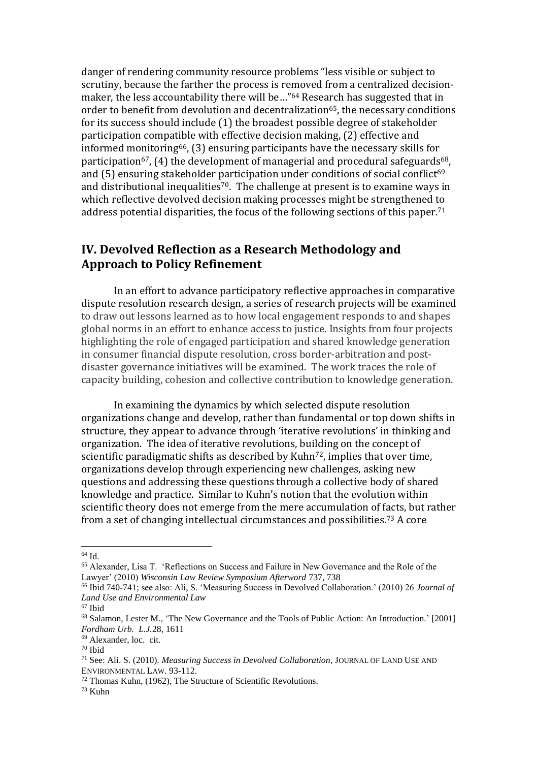danger of rendering community resource problems "less visible or subject to scrutiny, because the farther the process is removed from a centralized decision-maker, the less accountability there will be…"[64] Research has suggested that in order to benefit from devolution and decentralization[65], the necessary conditions for its success should include (1) the broadest possible degree of stakeholder participation compatible with effective decision making, (2) effective and informed monitoring[66], (3) ensuring participants have the necessary skills for participation[67], (4) the development of managerial and procedural safeguards[68], and (5) ensuring stakeholder participation under conditions of social conflict[69] and distributional inequalities[70]. The challenge at present is to examine ways in which reflective devolved decision making processes might be strengthened to address potential disparities, the focus of the following sections of this paper.[71]

## IV. Devolved Reflection as a Research Methodology and Approach to Policy Refinement

In an effort to advance participatory reflective approaches in comparative dispute resolution research design, a series of research projects will be examined to draw out lessons learned as to how local engagement responds to and shapes global norms in an effort to enhance access to justice. Insights from four projects highlighting the role of engaged participation and shared knowledge generation in consumer financial dispute resolution, cross border-arbitration and post-disaster governance initiatives will be examined. The work traces the role of capacity building, cohesion and collective contribution to knowledge generation.

In examining the dynamics by which selected dispute resolution organizations change and develop, rather than fundamental or top down shifts in structure, they appear to advance through 'iterative revolutions' in thinking and organization. The idea of iterative revolutions, building on the concept of scientific paradigmatic shifts as described by Kuhn[72], implies that over time, organizations develop through experiencing new challenges, asking new questions and addressing these questions through a collective body of shared knowledge and practice. Similar to Kuhn's notion that the evolution within scientific theory does not emerge from the mere accumulation of facts, but rather from a set of changing intellectual circumstances and possibilities.[73] A core

---

[64] Id.

[65] Alexander, Lisa T. 'Reflections on Success and Failure in New Governance and the Role of the Lawyer' (2010) *Wisconsin Law Review Symposium Afterword* 737, 738

[66] Ibid 740-741; see also: Ali, S. 'Measuring Success in Devolved Collaboration.' (2010) 26 *Journal of Land Use and Environmental Law*

[67] Ibid

[68] Salamon, Lester M., 'The New Governance and the Tools of Public Action: An Introduction.' [2001] *Fordham Urb. L.J.*28, 1611

[69] Alexander, loc. cit.

[70] Ibid

[71] See: Ali. S. (2010). *Measuring Success in Devolved Collaboration*, JOURNAL OF LAND USE AND ENVIRONMENTAL LAW. 93-112.

[72] Thomas Kuhn, (1962), The Structure of Scientific Revolutions.

[73] Kuhn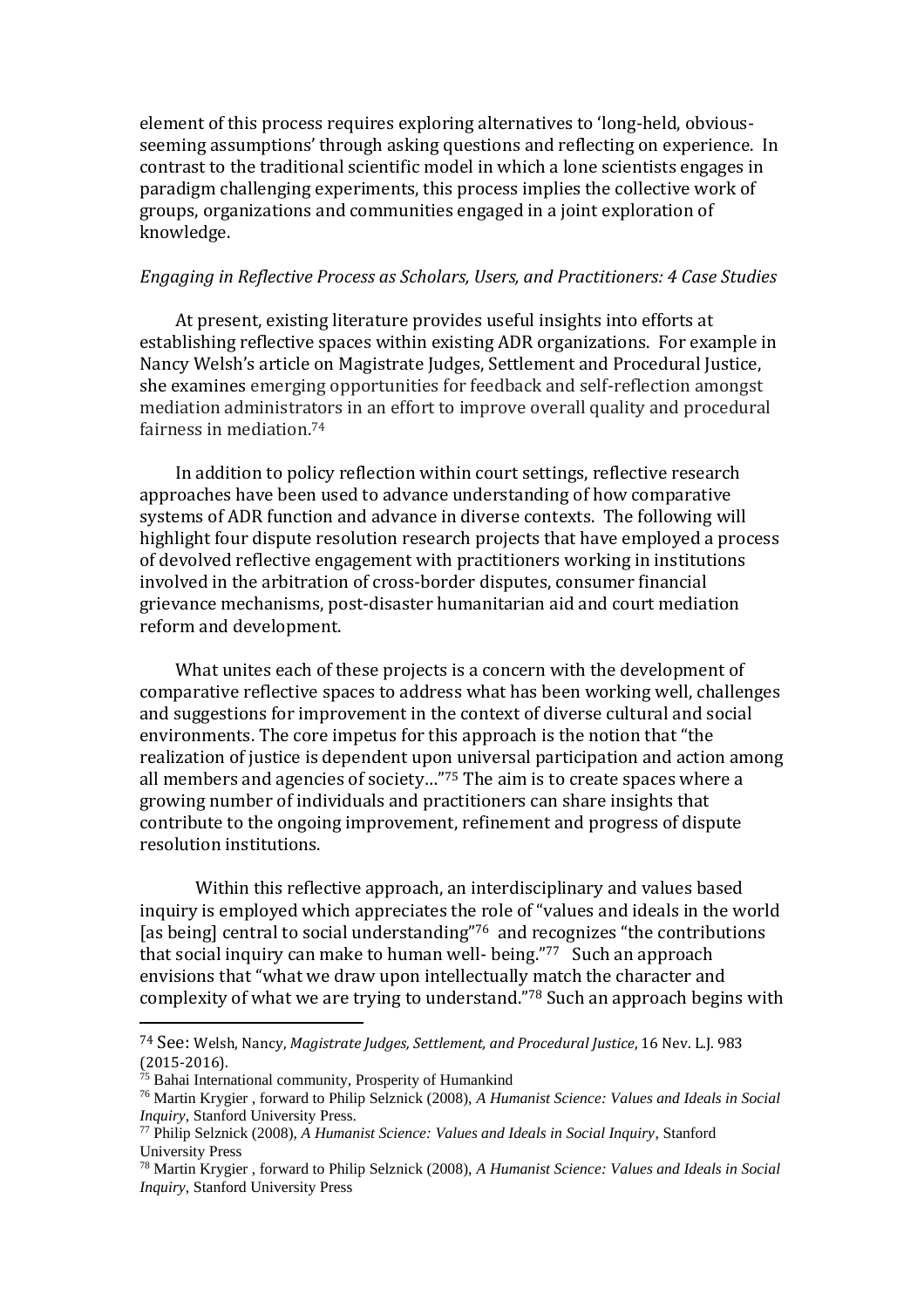element of this process requires exploring alternatives to 'long-held, obvious-seeming assumptions' through asking questions and reflecting on experience. In contrast to the traditional scientific model in which a lone scientists engages in paradigm challenging experiments, this process implies the collective work of groups, organizations and communities engaged in a joint exploration of knowledge.

*Engaging in Reflective Process as Scholars, Users, and Practitioners: 4 Case Studies*

At present, existing literature provides useful insights into efforts at establishing reflective spaces within existing ADR organizations. For example in Nancy Welsh's article on Magistrate Judges, Settlement and Procedural Justice, she examines emerging opportunities for feedback and self-reflection amongst mediation administrators in an effort to improve overall quality and procedural fairness in mediation.[74]

In addition to policy reflection within court settings, reflective research approaches have been used to advance understanding of how comparative systems of ADR function and advance in diverse contexts. The following will highlight four dispute resolution research projects that have employed a process of devolved reflective engagement with practitioners working in institutions involved in the arbitration of cross-border disputes, consumer financial grievance mechanisms, post-disaster humanitarian aid and court mediation reform and development.

What unites each of these projects is a concern with the development of comparative reflective spaces to address what has been working well, challenges and suggestions for improvement in the context of diverse cultural and social environments. The core impetus for this approach is the notion that "the realization of justice is dependent upon universal participation and action among all members and agencies of society…"[75] The aim is to create spaces where a growing number of individuals and practitioners can share insights that contribute to the ongoing improvement, refinement and progress of dispute resolution institutions.

Within this reflective approach, an interdisciplinary and values based inquiry is employed which appreciates the role of "values and ideals in the world [as being] central to social understanding"[76] and recognizes "the contributions that social inquiry can make to human well- being."[77] Such an approach envisions that "what we draw upon intellectually match the character and complexity of what we are trying to understand."[78] Such an approach begins with

---

[74] See: Welsh, Nancy, *Magistrate Judges, Settlement, and Procedural Justice*, 16 Nev. L.J. 983 (2015-2016).

[75] Bahai International community, Prosperity of Humankind

[76] Martin Krygier , forward to Philip Selznick (2008), *A Humanist Science: Values and Ideals in Social Inquiry*, Stanford University Press.

[77] Philip Selznick (2008), *A Humanist Science: Values and Ideals in Social Inquiry*, Stanford University Press

[78] Martin Krygier , forward to Philip Selznick (2008), *A Humanist Science: Values and Ideals in Social Inquiry*, Stanford University Press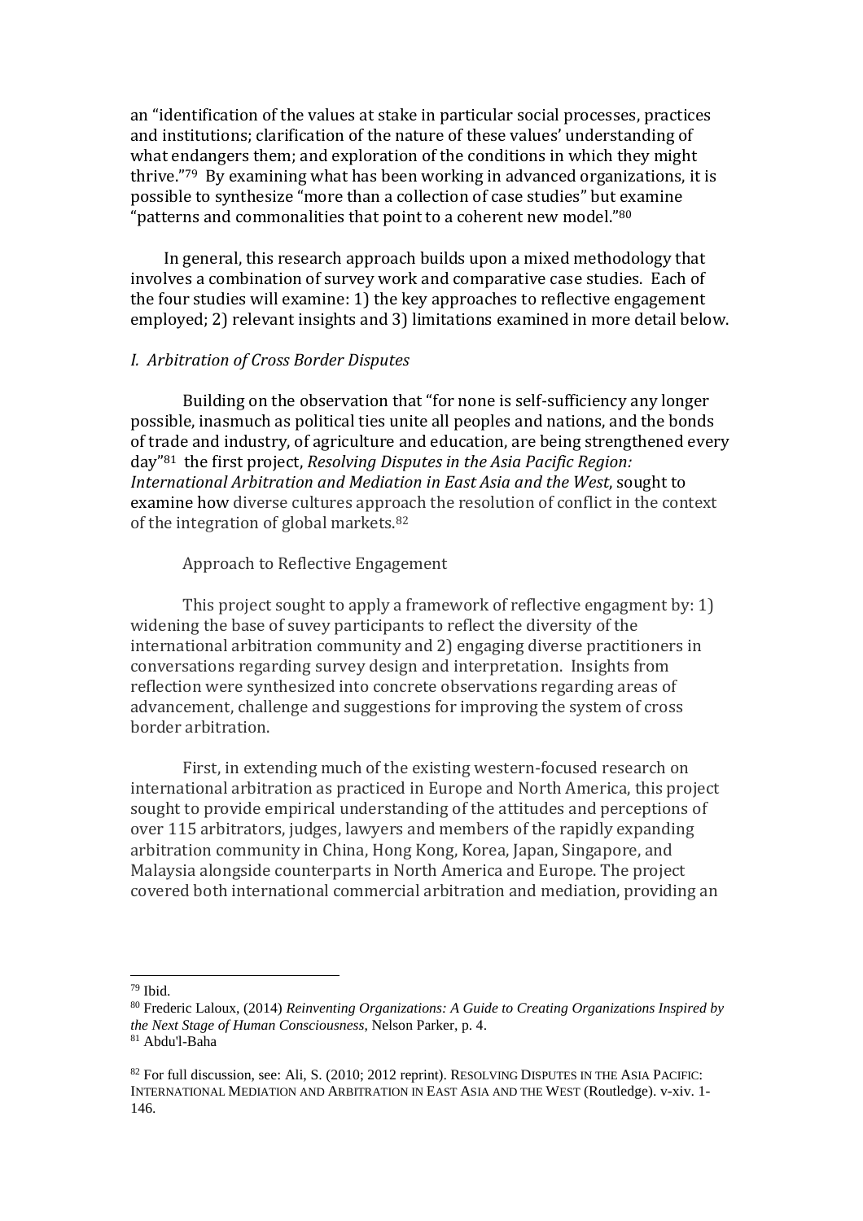an "identification of the values at stake in particular social processes, practices and institutions; clarification of the nature of these values' understanding of what endangers them; and exploration of the conditions in which they might thrive."[79] By examining what has been working in advanced organizations, it is possible to synthesize "more than a collection of case studies" but examine "patterns and commonalities that point to a coherent new model."[80]

In general, this research approach builds upon a mixed methodology that involves a combination of survey work and comparative case studies. Each of the four studies will examine: 1) the key approaches to reflective engagement employed; 2) relevant insights and 3) limitations examined in more detail below.

*I. Arbitration of Cross Border Disputes*

Building on the observation that "for none is self-sufficiency any longer possible, inasmuch as political ties unite all peoples and nations, and the bonds of trade and industry, of agriculture and education, are being strengthened every day"[81] the first project, *Resolving Disputes in the Asia Pacific Region: International Arbitration and Mediation in East Asia and the West*, sought to examine how diverse cultures approach the resolution of conflict in the context of the integration of global markets.[82]

Approach to Reflective Engagement

This project sought to apply a framework of reflective engagment by: 1) widening the base of suvey participants to reflect the diversity of the international arbitration community and 2) engaging diverse practitioners in conversations regarding survey design and interpretation. Insights from reflection were synthesized into concrete observations regarding areas of advancement, challenge and suggestions for improving the system of cross border arbitration.

First, in extending much of the existing western-focused research on international arbitration as practiced in Europe and North America, this project sought to provide empirical understanding of the attitudes and perceptions of over 115 arbitrators, judges, lawyers and members of the rapidly expanding arbitration community in China, Hong Kong, Korea, Japan, Singapore, and Malaysia alongside counterparts in North America and Europe. The project covered both international commercial arbitration and mediation, providing an

---

[79] Ibid.

[80] Frederic Laloux, (2014) *Reinventing Organizations: A Guide to Creating Organizations Inspired by the Next Stage of Human Consciousness*, Nelson Parker, p. 4.

[81] Abdu'l-Baha

[82] For full discussion, see: Ali, S. (2010; 2012 reprint). RESOLVING DISPUTES IN THE ASIA PACIFIC: INTERNATIONAL MEDIATION AND ARBITRATION IN EAST ASIA AND THE WEST (Routledge). v-xiv. 1-146.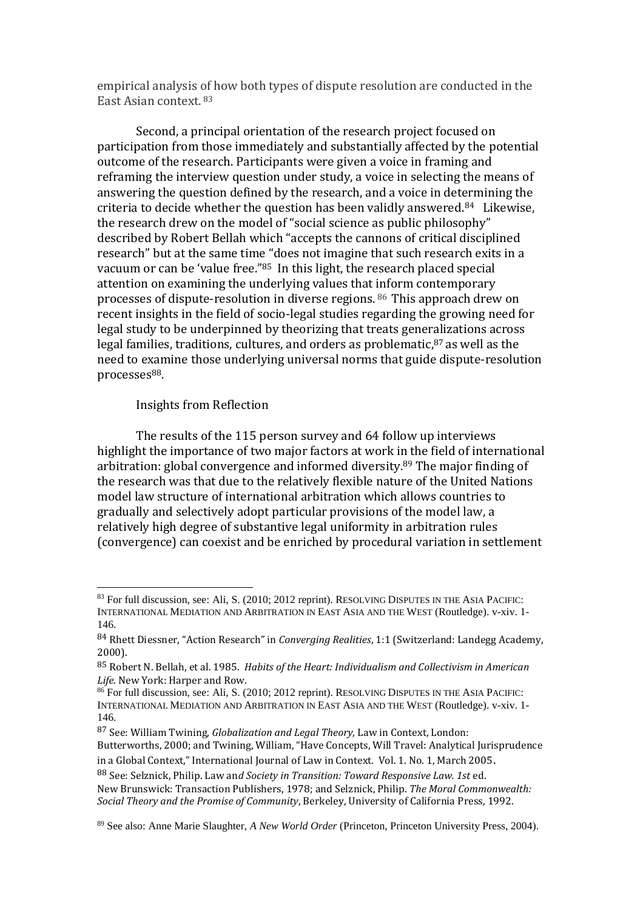empirical analysis of how both types of dispute resolution are conducted in the East Asian context.[83]

Second, a principal orientation of the research project focused on participation from those immediately and substantially affected by the potential outcome of the research. Participants were given a voice in framing and reframing the interview question under study, a voice in selecting the means of answering the question defined by the research, and a voice in determining the criteria to decide whether the question has been validly answered.[84] Likewise, the research drew on the model of "social science as public philosophy" described by Robert Bellah which "accepts the cannons of critical disciplined research" but at the same time "does not imagine that such research exits in a vacuum or can be 'value free.'"[85] In this light, the research placed special attention on examining the underlying values that inform contemporary processes of dispute-resolution in diverse regions.[86] This approach drew on recent insights in the field of socio-legal studies regarding the growing need for legal study to be underpinned by theorizing that treats generalizations across legal families, traditions, cultures, and orders as problematic,[87] as well as the need to examine those underlying universal norms that guide dispute-resolution processes[88].

Insights from Reflection

The results of the 115 person survey and 64 follow up interviews highlight the importance of two major factors at work in the field of international arbitration: global convergence and informed diversity.[89] The major finding of the research was that due to the relatively flexible nature of the United Nations model law structure of international arbitration which allows countries to gradually and selectively adopt particular provisions of the model law, a relatively high degree of substantive legal uniformity in arbitration rules (convergence) can coexist and be enriched by procedural variation in settlement

---

[83] For full discussion, see: Ali, S. (2010; 2012 reprint). RESOLVING DISPUTES IN THE ASIA PACIFIC: INTERNATIONAL MEDIATION AND ARBITRATION IN EAST ASIA AND THE WEST (Routledge). v-xiv. 1-146.

[84] Rhett Diessner, "Action Research" in *Converging Realities*, 1:1 (Switzerland: Landegg Academy, 2000).

[85] Robert N. Bellah, et al. 1985. *Habits of the Heart: Individualism and Collectivism in American Life*. New York: Harper and Row.

[86] For full discussion, see: Ali, S. (2010; 2012 reprint). RESOLVING DISPUTES IN THE ASIA PACIFIC: INTERNATIONAL MEDIATION AND ARBITRATION IN EAST ASIA AND THE WEST (Routledge). v-xiv. 1-146.

[87] See: William Twining, *Globalization and Legal Theory*, Law in Context, London: Butterworths, 2000; and Twining, William, "Have Concepts, Will Travel: Analytical Jurisprudence in a Global Context," International Journal of Law in Context. Vol. 1. No. 1, March 2005.

[88] See: Selznick, Philip. Law an*d Society in Transition: Toward Responsive Law. 1st* ed. New Brunswick: Transaction Publishers, 1978; and Selznick, Philip. *The Moral Commonwealth: Social Theory and the Promise of Community*, Berkeley, University of California Press, 1992.

[89] See also: Anne Marie Slaughter, *A New World Order* (Princeton, Princeton University Press, 2004).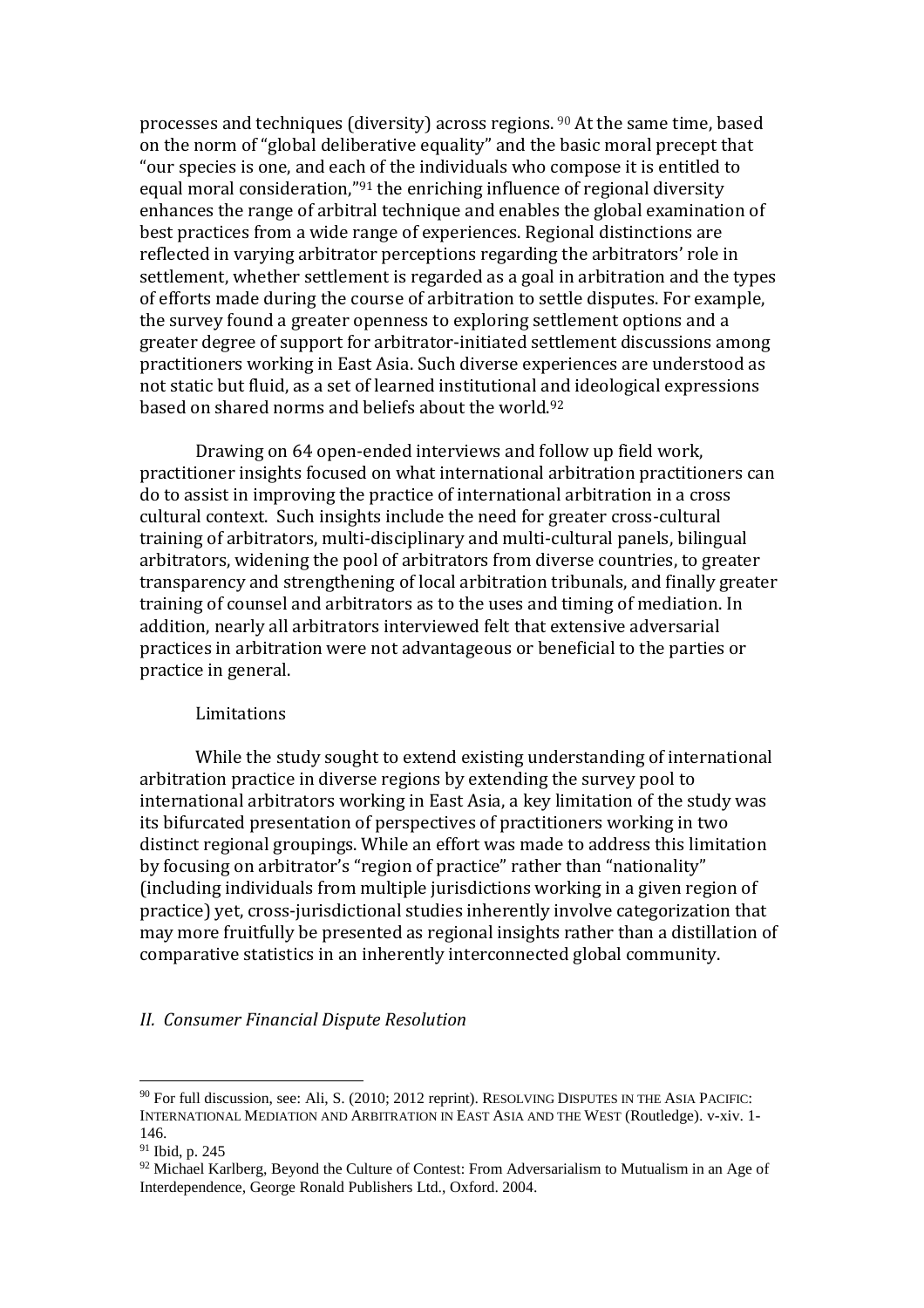processes and techniques (diversity) across regions. [90] At the same time, based on the norm of "global deliberative equality" and the basic moral precept that "our species is one, and each of the individuals who compose it is entitled to equal moral consideration,"[91] the enriching influence of regional diversity enhances the range of arbitral technique and enables the global examination of best practices from a wide range of experiences. Regional distinctions are reflected in varying arbitrator perceptions regarding the arbitrators' role in settlement, whether settlement is regarded as a goal in arbitration and the types of efforts made during the course of arbitration to settle disputes. For example, the survey found a greater openness to exploring settlement options and a greater degree of support for arbitrator-initiated settlement discussions among practitioners working in East Asia. Such diverse experiences are understood as not static but fluid, as a set of learned institutional and ideological expressions based on shared norms and beliefs about the world.[92]

Drawing on 64 open-ended interviews and follow up field work, practitioner insights focused on what international arbitration practitioners can do to assist in improving the practice of international arbitration in a cross cultural context. Such insights include the need for greater cross-cultural training of arbitrators, multi-disciplinary and multi-cultural panels, bilingual arbitrators, widening the pool of arbitrators from diverse countries, to greater transparency and strengthening of local arbitration tribunals, and finally greater training of counsel and arbitrators as to the uses and timing of mediation. In addition, nearly all arbitrators interviewed felt that extensive adversarial practices in arbitration were not advantageous or beneficial to the parties or practice in general.

Limitations

While the study sought to extend existing understanding of international arbitration practice in diverse regions by extending the survey pool to international arbitrators working in East Asia, a key limitation of the study was its bifurcated presentation of perspectives of practitioners working in two distinct regional groupings. While an effort was made to address this limitation by focusing on arbitrator's "region of practice" rather than "nationality" (including individuals from multiple jurisdictions working in a given region of practice) yet, cross-jurisdictional studies inherently involve categorization that may more fruitfully be presented as regional insights rather than a distillation of comparative statistics in an inherently interconnected global community.

## *II. Consumer Financial Dispute Resolution*

---

[90] For full discussion, see: Ali, S. (2010; 2012 reprint). RESOLVING DISPUTES IN THE ASIA PACIFIC: INTERNATIONAL MEDIATION AND ARBITRATION IN EAST ASIA AND THE WEST (Routledge). v-xiv. 1-146.

[91] Ibid, p. 245

[92] Michael Karlberg, Beyond the Culture of Contest: From Adversarialism to Mutualism in an Age of Interdependence, George Ronald Publishers Ltd., Oxford. 2004.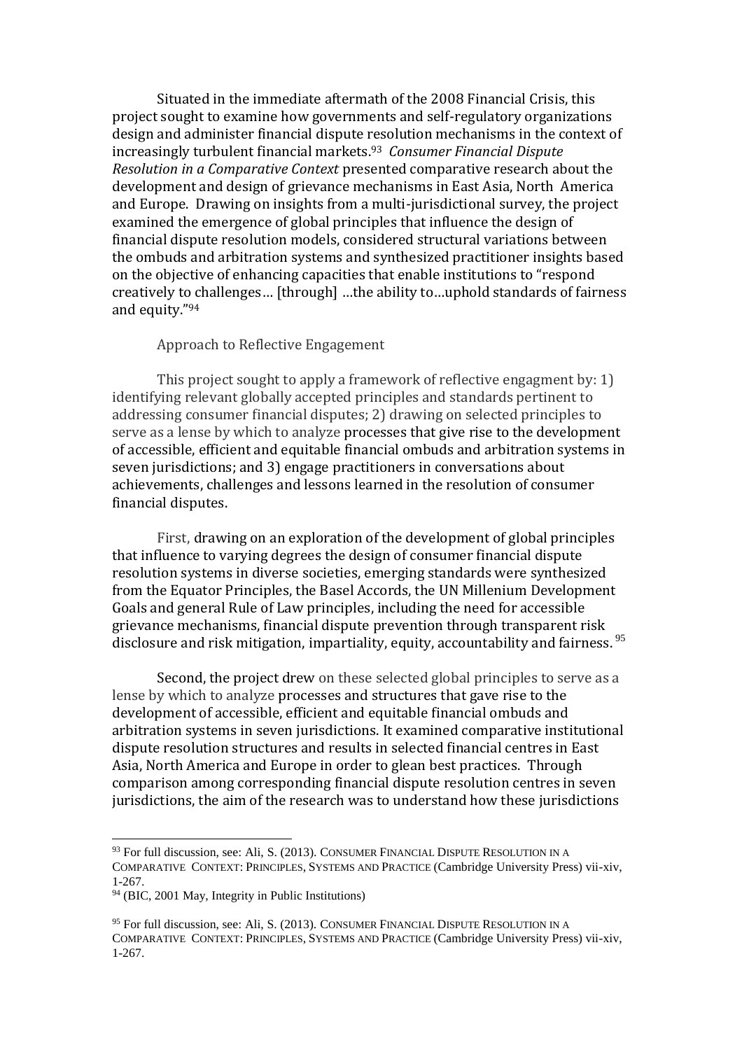Situated in the immediate aftermath of the 2008 Financial Crisis, this project sought to examine how governments and self-regulatory organizations design and administer financial dispute resolution mechanisms in the context of increasingly turbulent financial markets.[93] *Consumer Financial Dispute Resolution in a Comparative Context* presented comparative research about the development and design of grievance mechanisms in East Asia, North America and Europe. Drawing on insights from a multi-jurisdictional survey, the project examined the emergence of global principles that influence the design of financial dispute resolution models, considered structural variations between the ombuds and arbitration systems and synthesized practitioner insights based on the objective of enhancing capacities that enable institutions to "respond creatively to challenges… [through] …the ability to…uphold standards of fairness and equity."[94]

Approach to Reflective Engagement

This project sought to apply a framework of reflective engagment by: 1) identifying relevant globally accepted principles and standards pertinent to addressing consumer financial disputes; 2) drawing on selected principles to serve as a lense by which to analyze processes that give rise to the development of accessible, efficient and equitable financial ombuds and arbitration systems in seven jurisdictions; and 3) engage practitioners in conversations about achievements, challenges and lessons learned in the resolution of consumer financial disputes.

First, drawing on an exploration of the development of global principles that influence to varying degrees the design of consumer financial dispute resolution systems in diverse societies, emerging standards were synthesized from the Equator Principles, the Basel Accords, the UN Millenium Development Goals and general Rule of Law principles, including the need for accessible grievance mechanisms, financial dispute prevention through transparent risk disclosure and risk mitigation, impartiality, equity, accountability and fairness.[95]

Second, the project drew on these selected global principles to serve as a lense by which to analyze processes and structures that gave rise to the development of accessible, efficient and equitable financial ombuds and arbitration systems in seven jurisdictions. It examined comparative institutional dispute resolution structures and results in selected financial centres in East Asia, North America and Europe in order to glean best practices. Through comparison among corresponding financial dispute resolution centres in seven jurisdictions, the aim of the research was to understand how these jurisdictions

---

[93] For full discussion, see: Ali, S. (2013). CONSUMER FINANCIAL DISPUTE RESOLUTION IN A COMPARATIVE CONTEXT: PRINCIPLES, SYSTEMS AND PRACTICE (Cambridge University Press) vii-xiv, 1-267.

[94] (BIC, 2001 May, Integrity in Public Institutions)

[95] For full discussion, see: Ali, S. (2013). CONSUMER FINANCIAL DISPUTE RESOLUTION IN A COMPARATIVE CONTEXT: PRINCIPLES, SYSTEMS AND PRACTICE (Cambridge University Press) vii-xiv, 1-267.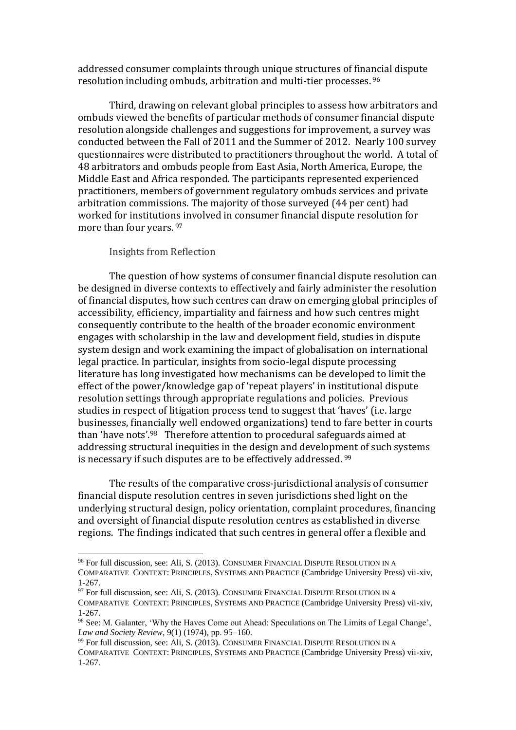addressed consumer complaints through unique structures of financial dispute resolution including ombuds, arbitration and multi-tier processes.[96]

Third, drawing on relevant global principles to assess how arbitrators and ombuds viewed the benefits of particular methods of consumer financial dispute resolution alongside challenges and suggestions for improvement, a survey was conducted between the Fall of 2011 and the Summer of 2012. Nearly 100 survey questionnaires were distributed to practitioners throughout the world. A total of 48 arbitrators and ombuds people from East Asia, North America, Europe, the Middle East and Africa responded. The participants represented experienced practitioners, members of government regulatory ombuds services and private arbitration commissions. The majority of those surveyed (44 per cent) had worked for institutions involved in consumer financial dispute resolution for more than four years.[97]

### Insights from Reflection

The question of how systems of consumer financial dispute resolution can be designed in diverse contexts to effectively and fairly administer the resolution of financial disputes, how such centres can draw on emerging global principles of accessibility, efficiency, impartiality and fairness and how such centres might consequently contribute to the health of the broader economic environment engages with scholarship in the law and development field, studies in dispute system design and work examining the impact of globalisation on international legal practice. In particular, insights from socio-legal dispute processing literature has long investigated how mechanisms can be developed to limit the effect of the power/knowledge gap of 'repeat players' in institutional dispute resolution settings through appropriate regulations and policies. Previous studies in respect of litigation process tend to suggest that 'haves' (i.e. large businesses, financially well endowed organizations) tend to fare better in courts than 'have nots'.[98] Therefore attention to procedural safeguards aimed at addressing structural inequities in the design and development of such systems is necessary if such disputes are to be effectively addressed.[99]

The results of the comparative cross-jurisdictional analysis of consumer financial dispute resolution centres in seven jurisdictions shed light on the underlying structural design, policy orientation, complaint procedures, financing and oversight of financial dispute resolution centres as established in diverse regions. The findings indicated that such centres in general offer a flexible and

---

[96] For full discussion, see: Ali, S. (2013). CONSUMER FINANCIAL DISPUTE RESOLUTION IN A COMPARATIVE CONTEXT: PRINCIPLES, SYSTEMS AND PRACTICE (Cambridge University Press) vii-xiv, 1-267.

[97] For full discussion, see: Ali, S. (2013). CONSUMER FINANCIAL DISPUTE RESOLUTION IN A COMPARATIVE CONTEXT: PRINCIPLES, SYSTEMS AND PRACTICE (Cambridge University Press) vii-xiv, 1-267.

[98] See: M. Galanter, 'Why the Haves Come out Ahead: Speculations on The Limits of Legal Change', *Law and Society Review*, 9(1) (1974), pp. 95–160.

[99] For full discussion, see: Ali, S. (2013). CONSUMER FINANCIAL DISPUTE RESOLUTION IN A COMPARATIVE CONTEXT: PRINCIPLES, SYSTEMS AND PRACTICE (Cambridge University Press) vii-xiv, 1-267.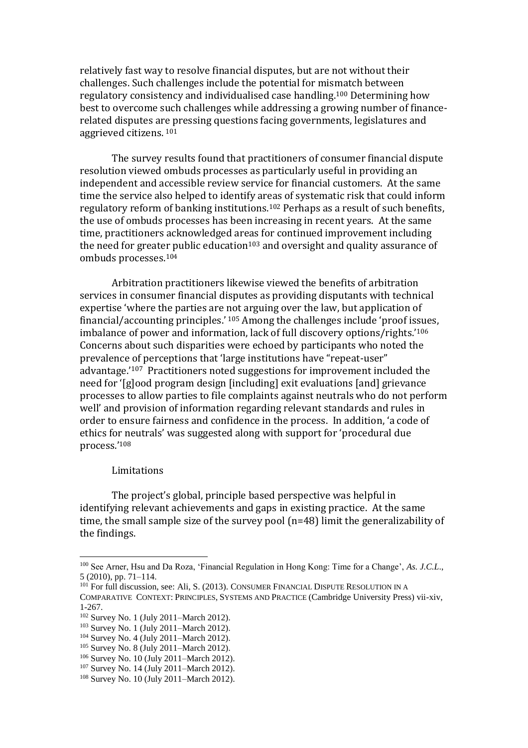relatively fast way to resolve financial disputes, but are not without their challenges. Such challenges include the potential for mismatch between regulatory consistency and individualised case handling.[100] Determining how best to overcome such challenges while addressing a growing number of finance-related disputes are pressing questions facing governments, legislatures and aggrieved citizens. [101]

The survey results found that practitioners of consumer financial dispute resolution viewed ombuds processes as particularly useful in providing an independent and accessible review service for financial customers. At the same time the service also helped to identify areas of systematic risk that could inform regulatory reform of banking institutions.[102] Perhaps as a result of such benefits, the use of ombuds processes has been increasing in recent years. At the same time, practitioners acknowledged areas for continued improvement including the need for greater public education[103] and oversight and quality assurance of ombuds processes.[104]

Arbitration practitioners likewise viewed the benefits of arbitration services in consumer financial disputes as providing disputants with technical expertise 'where the parties are not arguing over the law, but application of financial/accounting principles.' [105] Among the challenges include 'proof issues, imbalance of power and information, lack of full discovery options/rights.'[106] Concerns about such disparities were echoed by participants who noted the prevalence of perceptions that 'large institutions have "repeat-user" advantage.'[107] Practitioners noted suggestions for improvement included the need for '[g]ood program design [including] exit evaluations [and] grievance processes to allow parties to file complaints against neutrals who do not perform well' and provision of information regarding relevant standards and rules in order to ensure fairness and confidence in the process. In addition, 'a code of ethics for neutrals' was suggested along with support for 'procedural due process.'[108]

Limitations

The project's global, principle based perspective was helpful in identifying relevant achievements and gaps in existing practice. At the same time, the small sample size of the survey pool (n=48) limit the generalizability of the findings.

---

[100] See Arner, Hsu and Da Roza, 'Financial Regulation in Hong Kong: Time for a Change', *As. J.C.L.*, 5 (2010), pp. 71–114.

[101] For full discussion, see: Ali, S. (2013). CONSUMER FINANCIAL DISPUTE RESOLUTION IN A COMPARATIVE CONTEXT: PRINCIPLES, SYSTEMS AND PRACTICE (Cambridge University Press) vii-xiv, 1-267.

[102] Survey No. 1 (July 2011–March 2012).

[103] Survey No. 1 (July 2011–March 2012).

[104] Survey No. 4 (July 2011–March 2012).

[105] Survey No. 8 (July 2011–March 2012).

[106] Survey No. 10 (July 2011–March 2012).

[107] Survey No. 14 (July 2011–March 2012).

[108] Survey No. 10 (July 2011–March 2012).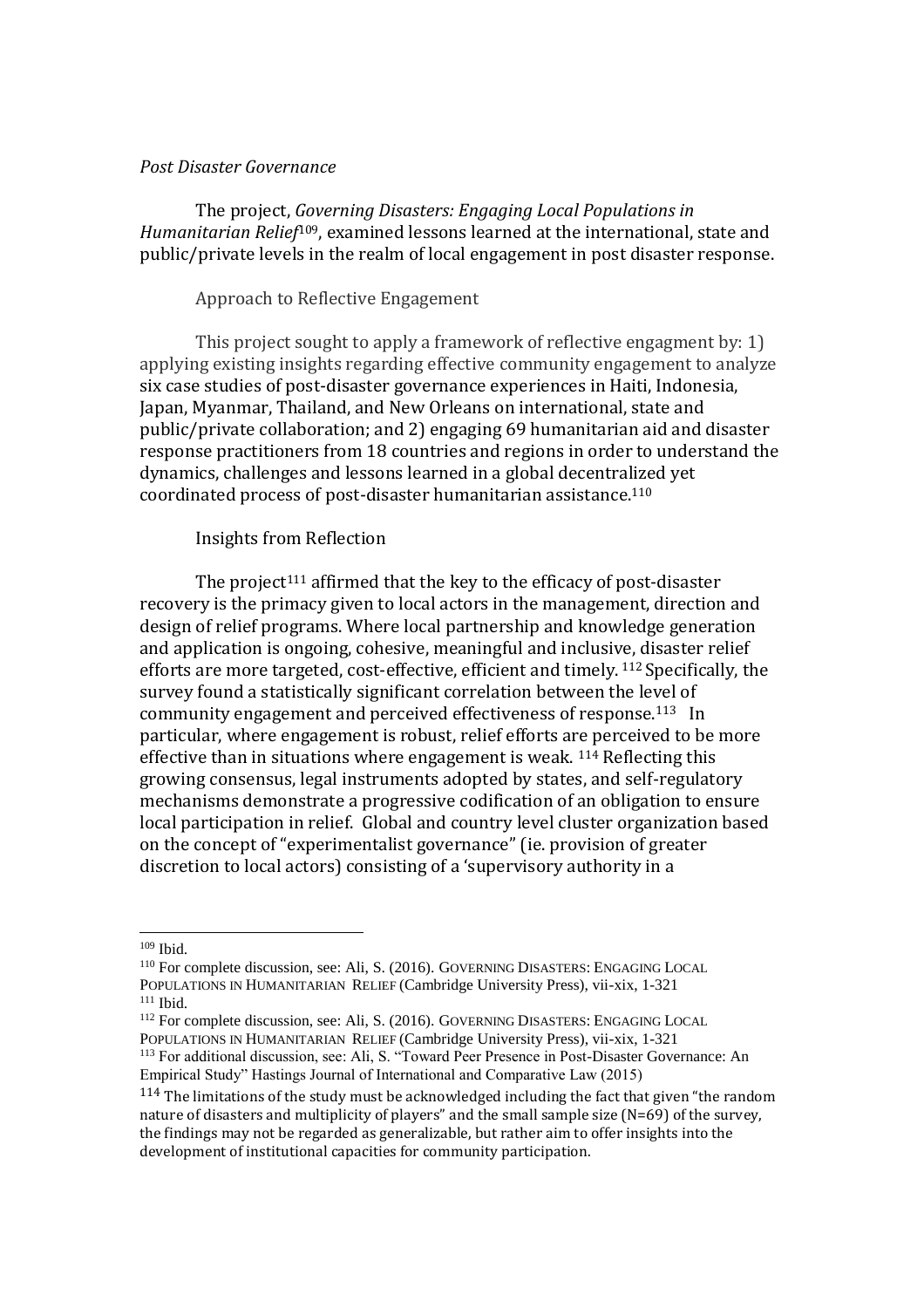*Post Disaster Governance*

The project, *Governing Disasters: Engaging Local Populations in Humanitarian Relief*[109], examined lessons learned at the international, state and public/private levels in the realm of local engagement in post disaster response.

Approach to Reflective Engagement

This project sought to apply a framework of reflective engagment by: 1) applying existing insights regarding effective community engagement to analyze six case studies of post-disaster governance experiences in Haiti, Indonesia, Japan, Myanmar, Thailand, and New Orleans on international, state and public/private collaboration; and 2) engaging 69 humanitarian aid and disaster response practitioners from 18 countries and regions in order to understand the dynamics, challenges and lessons learned in a global decentralized yet coordinated process of post-disaster humanitarian assistance.[110]

Insights from Reflection

The project[111] affirmed that the key to the efficacy of post-disaster recovery is the primacy given to local actors in the management, direction and design of relief programs. Where local partnership and knowledge generation and application is ongoing, cohesive, meaningful and inclusive, disaster relief efforts are more targeted, cost-effective, efficient and timely. [112] Specifically, the survey found a statistically significant correlation between the level of community engagement and perceived effectiveness of response.[113] In particular, where engagement is robust, relief efforts are perceived to be more effective than in situations where engagement is weak. [114] Reflecting this growing consensus, legal instruments adopted by states, and self-regulatory mechanisms demonstrate a progressive codification of an obligation to ensure local participation in relief. Global and country level cluster organization based on the concept of "experimentalist governance" (ie. provision of greater discretion to local actors) consisting of a 'supervisory authority in a

---

[109] Ibid.

[110] For complete discussion, see: Ali, S. (2016). GOVERNING DISASTERS: ENGAGING LOCAL POPULATIONS IN HUMANITARIAN RELIEF (Cambridge University Press), vii-xix, 1-321

[111] Ibid.

[112] For complete discussion, see: Ali, S. (2016). GOVERNING DISASTERS: ENGAGING LOCAL POPULATIONS IN HUMANITARIAN RELIEF (Cambridge University Press), vii-xix, 1-321

[113] For additional discussion, see: Ali, S. "Toward Peer Presence in Post-Disaster Governance: An Empirical Study" Hastings Journal of International and Comparative Law (2015)

[114] The limitations of the study must be acknowledged including the fact that given "the random nature of disasters and multiplicity of players" and the small sample size (N=69) of the survey, the findings may not be regarded as generalizable, but rather aim to offer insights into the development of institutional capacities for community participation.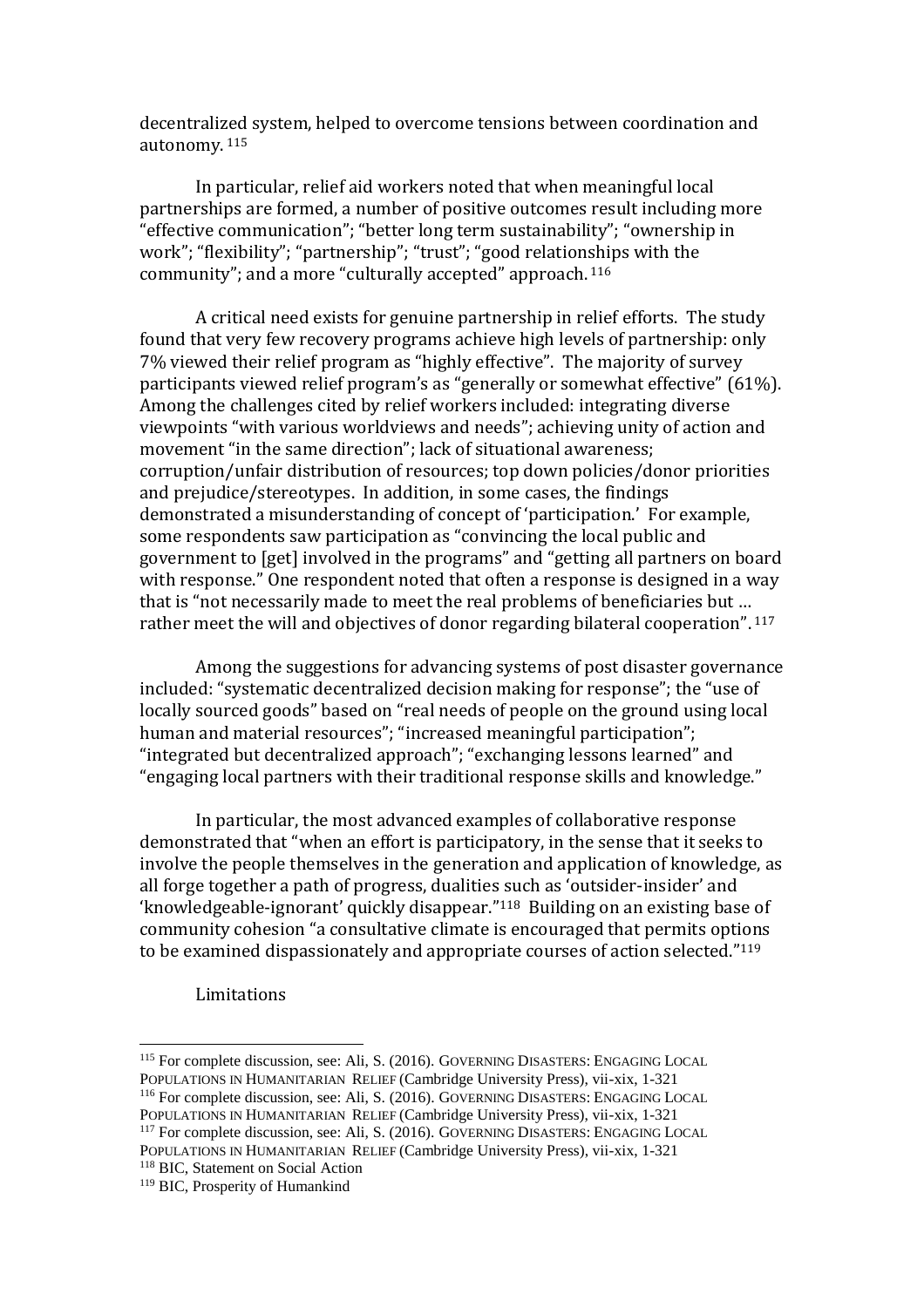decentralized system, helped to overcome tensions between coordination and autonomy.[115]

In particular, relief aid workers noted that when meaningful local partnerships are formed, a number of positive outcomes result including more "effective communication"; "better long term sustainability"; "ownership in work"; "flexibility"; "partnership"; "trust"; "good relationships with the community"; and a more "culturally accepted" approach.[116]

A critical need exists for genuine partnership in relief efforts. The study found that very few recovery programs achieve high levels of partnership: only 7% viewed their relief program as "highly effective". The majority of survey participants viewed relief program's as "generally or somewhat effective" (61%). Among the challenges cited by relief workers included: integrating diverse viewpoints "with various worldviews and needs"; achieving unity of action and movement "in the same direction"; lack of situational awareness; corruption/unfair distribution of resources; top down policies/donor priorities and prejudice/stereotypes. In addition, in some cases, the findings demonstrated a misunderstanding of concept of 'participation.' For example, some respondents saw participation as "convincing the local public and government to [get] involved in the programs" and "getting all partners on board with response." One respondent noted that often a response is designed in a way that is "not necessarily made to meet the real problems of beneficiaries but … rather meet the will and objectives of donor regarding bilateral cooperation".[117]

Among the suggestions for advancing systems of post disaster governance included: "systematic decentralized decision making for response"; the "use of locally sourced goods" based on "real needs of people on the ground using local human and material resources"; "increased meaningful participation"; "integrated but decentralized approach"; "exchanging lessons learned" and "engaging local partners with their traditional response skills and knowledge."

In particular, the most advanced examples of collaborative response demonstrated that "when an effort is participatory, in the sense that it seeks to involve the people themselves in the generation and application of knowledge, as all forge together a path of progress, dualities such as 'outsider-insider' and 'knowledgeable-ignorant' quickly disappear."[118] Building on an existing base of community cohesion "a consultative climate is encouraged that permits options to be examined dispassionately and appropriate courses of action selected."[119]

## Limitations

---

[115] For complete discussion, see: Ali, S. (2016). GOVERNING DISASTERS: ENGAGING LOCAL POPULATIONS IN HUMANITARIAN RELIEF (Cambridge University Press), vii-xix, 1-321

[116] For complete discussion, see: Ali, S. (2016). GOVERNING DISASTERS: ENGAGING LOCAL POPULATIONS IN HUMANITARIAN RELIEF (Cambridge University Press), vii-xix, 1-321

[117] For complete discussion, see: Ali, S. (2016). GOVERNING DISASTERS: ENGAGING LOCAL POPULATIONS IN HUMANITARIAN RELIEF (Cambridge University Press), vii-xix, 1-321

[118] BIC, Statement on Social Action

[119] BIC, Prosperity of Humankind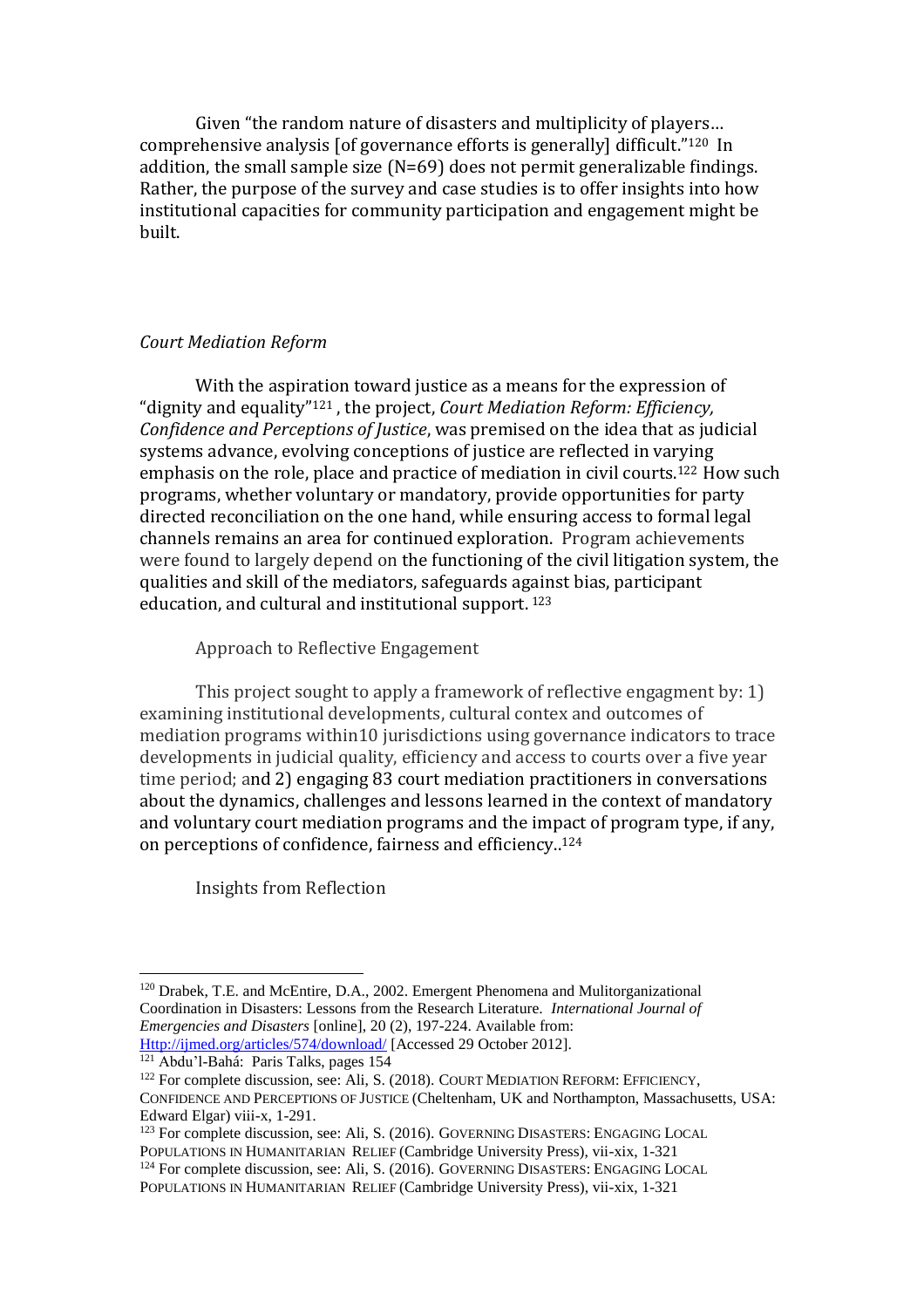Given “the random nature of disasters and multiplicity of players… comprehensive analysis [of governance efforts is generally] difficult.”[120] In addition, the small sample size (N=69) does not permit generalizable findings. Rather, the purpose of the survey and case studies is to offer insights into how institutional capacities for community participation and engagement might be built.

*Court Mediation Reform*

With the aspiration toward justice as a means for the expression of “dignity and equality”[121] , the project, *Court Mediation Reform: Efficiency, Confidence and Perceptions of Justice*, was premised on the idea that as judicial systems advance, evolving conceptions of justice are reflected in varying emphasis on the role, place and practice of mediation in civil courts.[122] How such programs, whether voluntary or mandatory, provide opportunities for party directed reconciliation on the one hand, while ensuring access to formal legal channels remains an area for continued exploration. Program achievements were found to largely depend on the functioning of the civil litigation system, the qualities and skill of the mediators, safeguards against bias, participant education, and cultural and institutional support. [123]

Approach to Reflective Engagement

This project sought to apply a framework of reflective engagment by: 1) examining institutional developments, cultural contex and outcomes of mediation programs within10 jurisdictions using governance indicators to trace developments in judicial quality, efficiency and access to courts over a five year time period; and 2) engaging 83 court mediation practitioners in conversations about the dynamics, challenges and lessons learned in the context of mandatory and voluntary court mediation programs and the impact of program type, if any, on perceptions of confidence, fairness and efficiency..[124]

Insights from Reflection

---

[120] Drabek, T.E. and McEntire, D.A., 2002. Emergent Phenomena and Mulitorganizational Coordination in Disasters: Lessons from the Research Literature. *International Journal of Emergencies and Disasters* [online], 20 (2), 197-224. Available from: Http://ijmed.org/articles/574/download/ [Accessed 29 October 2012].

[121] Abdu’l-Bahá: Paris Talks, pages 154

[122] For complete discussion, see: Ali, S. (2018). COURT MEDIATION REFORM: EFFICIENCY, CONFIDENCE AND PERCEPTIONS OF JUSTICE (Cheltenham, UK and Northampton, Massachusetts, USA: Edward Elgar) viii-x, 1-291.

[123] For complete discussion, see: Ali, S. (2016). GOVERNING DISASTERS: ENGAGING LOCAL POPULATIONS IN HUMANITARIAN RELIEF (Cambridge University Press), vii-xix, 1-321

[124] For complete discussion, see: Ali, S. (2016). GOVERNING DISASTERS: ENGAGING LOCAL POPULATIONS IN HUMANITARIAN RELIEF (Cambridge University Press), vii-xix, 1-321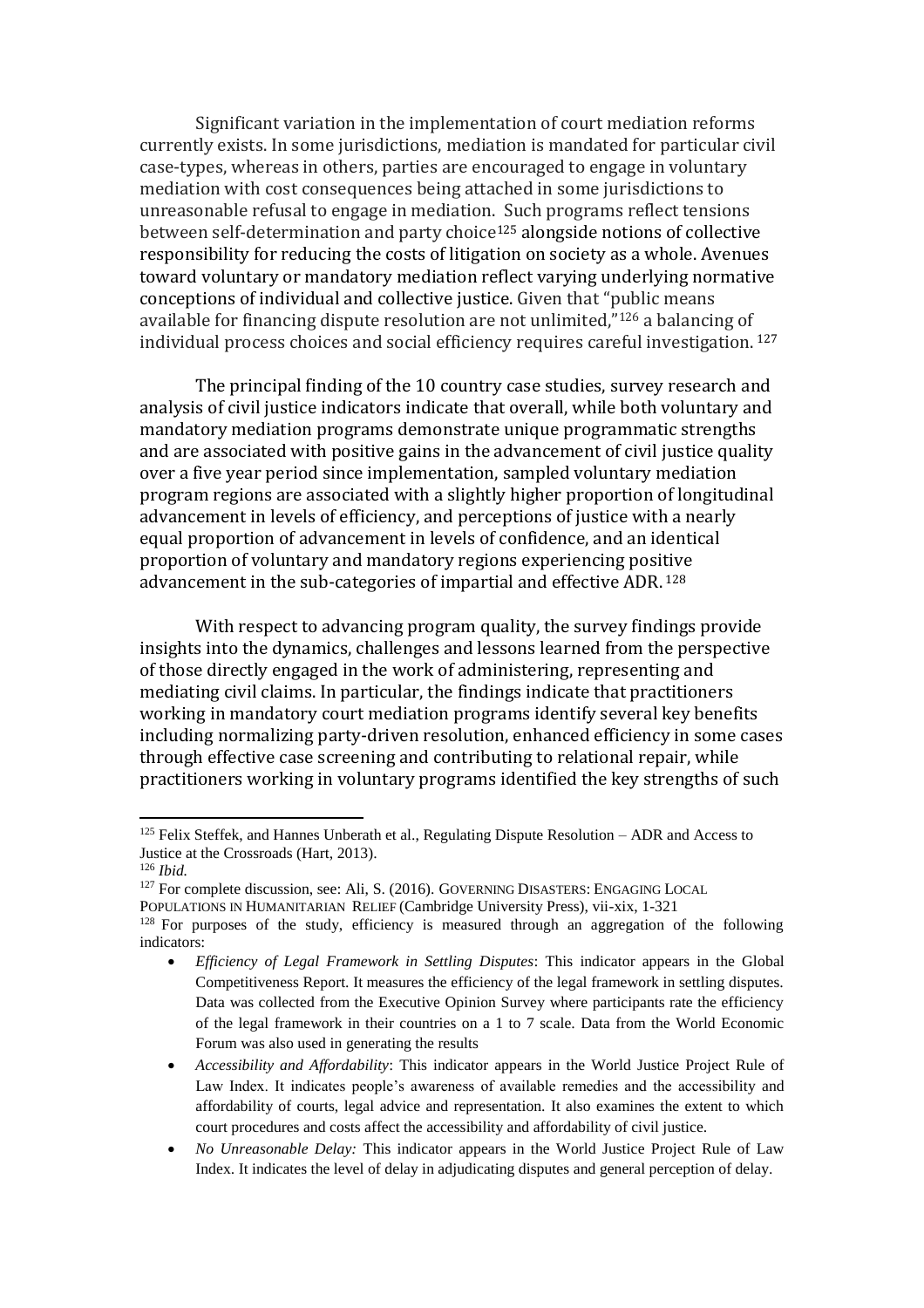Significant variation in the implementation of court mediation reforms currently exists. In some jurisdictions, mediation is mandated for particular civil case-types, whereas in others, parties are encouraged to engage in voluntary mediation with cost consequences being attached in some jurisdictions to unreasonable refusal to engage in mediation. Such programs reflect tensions between self-determination and party choice[125] alongside notions of collective responsibility for reducing the costs of litigation on society as a whole. Avenues toward voluntary or mandatory mediation reflect varying underlying normative conceptions of individual and collective justice. Given that "public means available for financing dispute resolution are not unlimited,"[126] a balancing of individual process choices and social efficiency requires careful investigation.[127]

The principal finding of the 10 country case studies, survey research and analysis of civil justice indicators indicate that overall, while both voluntary and mandatory mediation programs demonstrate unique programmatic strengths and are associated with positive gains in the advancement of civil justice quality over a five year period since implementation, sampled voluntary mediation program regions are associated with a slightly higher proportion of longitudinal advancement in levels of efficiency, and perceptions of justice with a nearly equal proportion of advancement in levels of confidence, and an identical proportion of voluntary and mandatory regions experiencing positive advancement in the sub-categories of impartial and effective ADR.[128]

With respect to advancing program quality, the survey findings provide insights into the dynamics, challenges and lessons learned from the perspective of those directly engaged in the work of administering, representing and mediating civil claims. In particular, the findings indicate that practitioners working in mandatory court mediation programs identify several key benefits including normalizing party-driven resolution, enhanced efficiency in some cases through effective case screening and contributing to relational repair, while practitioners working in voluntary programs identified the key strengths of such

---

[125] Felix Steffek, and Hannes Unberath et al., Regulating Dispute Resolution – ADR and Access to Justice at the Crossroads (Hart, 2013).

[126] *Ibid.*

[127] For complete discussion, see: Ali, S. (2016). GOVERNING DISASTERS: ENGAGING LOCAL POPULATIONS IN HUMANITARIAN RELIEF (Cambridge University Press), vii-xix, 1-321

[128] For purposes of the study, efficiency is measured through an aggregation of the following indicators:

- *Efficiency of Legal Framework in Settling Disputes*: This indicator appears in the Global Competitiveness Report. It measures the efficiency of the legal framework in settling disputes. Data was collected from the Executive Opinion Survey where participants rate the efficiency of the legal framework in their countries on a 1 to 7 scale. Data from the World Economic Forum was also used in generating the results
- *Accessibility and Affordability*: This indicator appears in the World Justice Project Rule of Law Index. It indicates people's awareness of available remedies and the accessibility and affordability of courts, legal advice and representation. It also examines the extent to which court procedures and costs affect the accessibility and affordability of civil justice.
- *No Unreasonable Delay:* This indicator appears in the World Justice Project Rule of Law Index. It indicates the level of delay in adjudicating disputes and general perception of delay.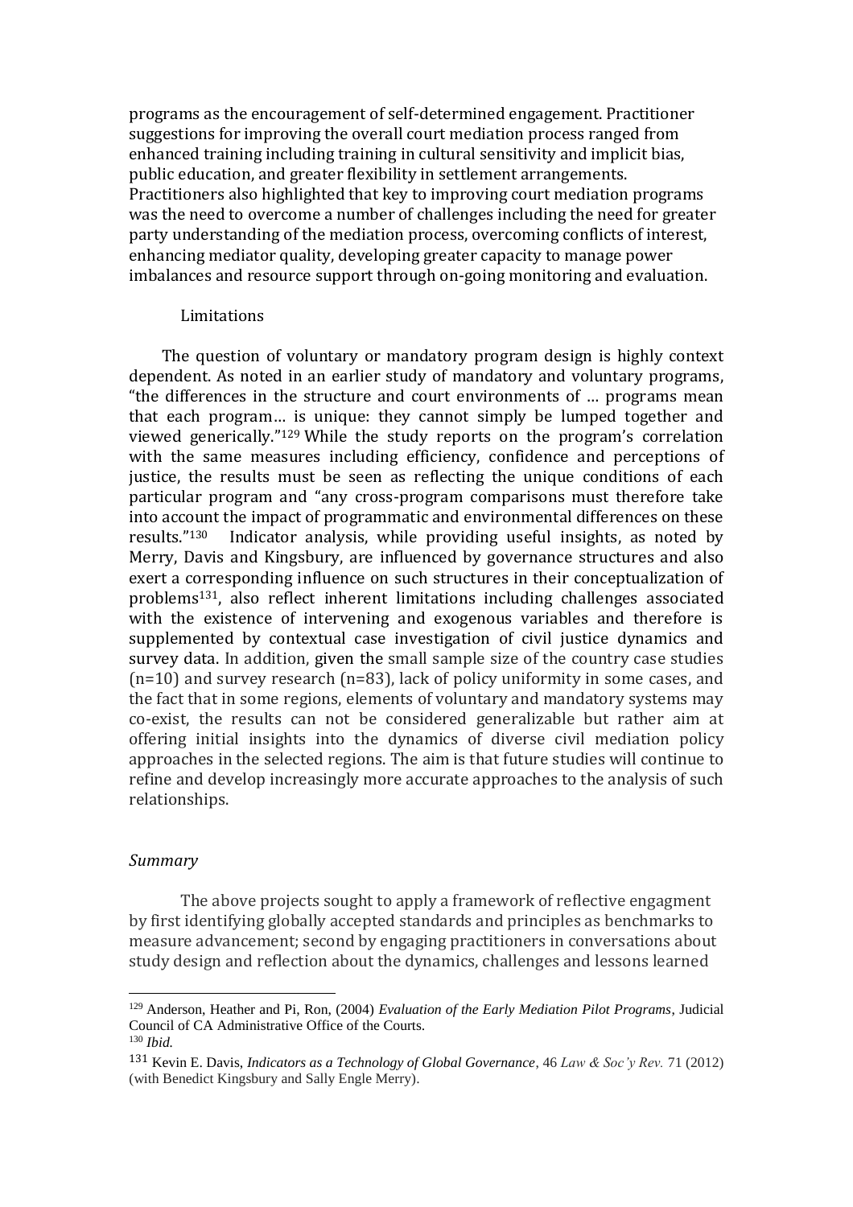programs as the encouragement of self-determined engagement. Practitioner suggestions for improving the overall court mediation process ranged from enhanced training including training in cultural sensitivity and implicit bias, public education, and greater flexibility in settlement arrangements. Practitioners also highlighted that key to improving court mediation programs was the need to overcome a number of challenges including the need for greater party understanding of the mediation process, overcoming conflicts of interest, enhancing mediator quality, developing greater capacity to manage power imbalances and resource support through on-going monitoring and evaluation.

Limitations

The question of voluntary or mandatory program design is highly context dependent. As noted in an earlier study of mandatory and voluntary programs, "the differences in the structure and court environments of … programs mean that each program… is unique: they cannot simply be lumped together and viewed generically."[129] While the study reports on the program's correlation with the same measures including efficiency, confidence and perceptions of justice, the results must be seen as reflecting the unique conditions of each particular program and "any cross-program comparisons must therefore take into account the impact of programmatic and environmental differences on these results."[130] Indicator analysis, while providing useful insights, as noted by Merry, Davis and Kingsbury, are influenced by governance structures and also exert a corresponding influence on such structures in their conceptualization of problems[131], also reflect inherent limitations including challenges associated with the existence of intervening and exogenous variables and therefore is supplemented by contextual case investigation of civil justice dynamics and survey data. In addition, given the small sample size of the country case studies (n=10) and survey research (n=83), lack of policy uniformity in some cases, and the fact that in some regions, elements of voluntary and mandatory systems may co-exist, the results can not be considered generalizable but rather aim at offering initial insights into the dynamics of diverse civil mediation policy approaches in the selected regions. The aim is that future studies will continue to refine and develop increasingly more accurate approaches to the analysis of such relationships.

*Summary*

The above projects sought to apply a framework of reflective engagment by first identifying globally accepted standards and principles as benchmarks to measure advancement; second by engaging practitioners in conversations about study design and reflection about the dynamics, challenges and lessons learned

---

[129] Anderson, Heather and Pi, Ron, (2004) *Evaluation of the Early Mediation Pilot Programs*, Judicial Council of CA Administrative Office of the Courts.

[130] *Ibid.*

[131] Kevin E. Davis, *Indicators as a Technology of Global Governance*, 46 *Law & Soc'y Rev.* 71 (2012) (with Benedict Kingsbury and Sally Engle Merry).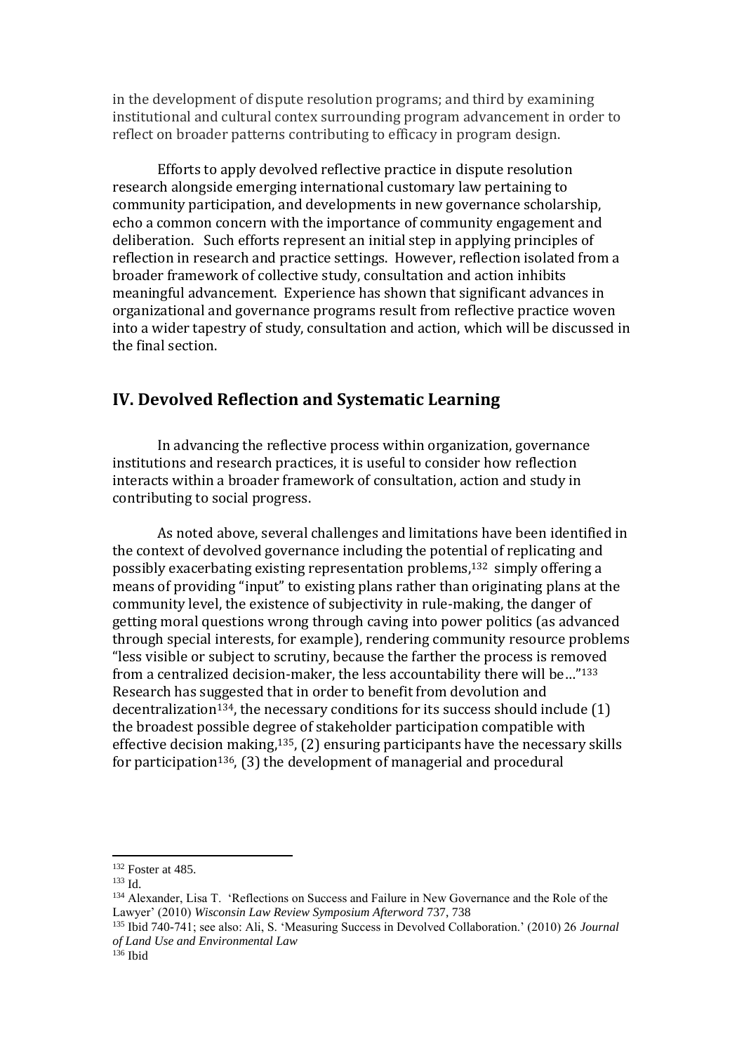in the development of dispute resolution programs; and third by examining institutional and cultural contex surrounding program advancement in order to reflect on broader patterns contributing to efficacy in program design.

Efforts to apply devolved reflective practice in dispute resolution research alongside emerging international customary law pertaining to community participation, and developments in new governance scholarship, echo a common concern with the importance of community engagement and deliberation. Such efforts represent an initial step in applying principles of reflection in research and practice settings. However, reflection isolated from a broader framework of collective study, consultation and action inhibits meaningful advancement. Experience has shown that significant advances in organizational and governance programs result from reflective practice woven into a wider tapestry of study, consultation and action, which will be discussed in the final section.

## IV. Devolved Reflection and Systematic Learning

In advancing the reflective process within organization, governance institutions and research practices, it is useful to consider how reflection interacts within a broader framework of consultation, action and study in contributing to social progress.

As noted above, several challenges and limitations have been identified in the context of devolved governance including the potential of replicating and possibly exacerbating existing representation problems,[132] simply offering a means of providing "input" to existing plans rather than originating plans at the community level, the existence of subjectivity in rule-making, the danger of getting moral questions wrong through caving into power politics (as advanced through special interests, for example), rendering community resource problems "less visible or subject to scrutiny, because the farther the process is removed from a centralized decision-maker, the less accountability there will be…"[133] Research has suggested that in order to benefit from devolution and decentralization[134], the necessary conditions for its success should include (1) the broadest possible degree of stakeholder participation compatible with effective decision making,[135], (2) ensuring participants have the necessary skills for participation[136], (3) the development of managerial and procedural

---

[132] Foster at 485.

[133] Id.

[134] Alexander, Lisa T. 'Reflections on Success and Failure in New Governance and the Role of the Lawyer' (2010) *Wisconsin Law Review Symposium Afterword* 737, 738

[135] Ibid 740-741; see also: Ali, S. 'Measuring Success in Devolved Collaboration.' (2010) 26 *Journal of Land Use and Environmental Law*

[136] Ibid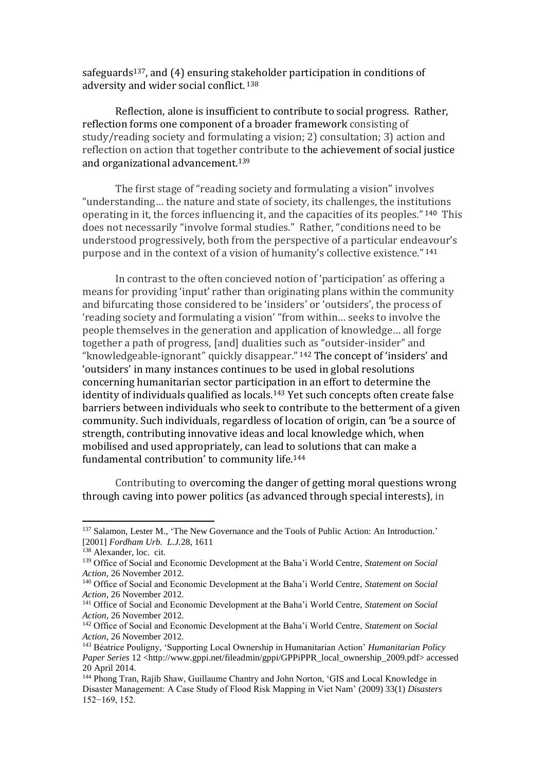safeguards[137], and (4) ensuring stakeholder participation in conditions of adversity and wider social conflict.[138]

Reflection, alone is insufficient to contribute to social progress. Rather, reflection forms one component of a broader framework consisting of study/reading society and formulating a vision; 2) consultation; 3) action and reflection on action that together contribute to the achievement of social justice and organizational advancement.[139]

The first stage of "reading society and formulating a vision" involves "understanding… the nature and state of society, its challenges, the institutions operating in it, the forces influencing it, and the capacities of its peoples."[140] This does not necessarily "involve formal studies." Rather, "conditions need to be understood progressively, both from the perspective of a particular endeavour's purpose and in the context of a vision of humanity's collective existence."[141]

In contrast to the often concieved notion of 'participation' as offering a means for providing 'input' rather than originating plans within the community and bifurcating those considered to be 'insiders' or 'outsiders', the process of 'reading society and formulating a vision' "from within… seeks to involve the people themselves in the generation and application of knowledge… all forge together a path of progress, [and] dualities such as "outsider-insider" and "knowledgeable-ignorant" quickly disappear."[142] The concept of 'insiders' and 'outsiders' in many instances continues to be used in global resolutions concerning humanitarian sector participation in an effort to determine the identity of individuals qualified as locals.[143] Yet such concepts often create false barriers between individuals who seek to contribute to the betterment of a given community. Such individuals, regardless of location of origin, can 'be a source of strength, contributing innovative ideas and local knowledge which, when mobilised and used appropriately, can lead to solutions that can make a fundamental contribution' to community life.[144]

Contributing to overcoming the danger of getting moral questions wrong through caving into power politics (as advanced through special interests), in

---

[137] Salamon, Lester M., 'The New Governance and the Tools of Public Action: An Introduction.' [2001] *Fordham Urb. L.J.*28, 1611

[138] Alexander, loc. cit.

[139] Office of Social and Economic Development at the Baha'i World Centre, *Statement on Social Action*, 26 November 2012.

[140] Office of Social and Economic Development at the Baha'i World Centre, *Statement on Social Action*, 26 November 2012.

[141] Office of Social and Economic Development at the Baha'i World Centre, *Statement on Social Action*, 26 November 2012.

[142] Office of Social and Economic Development at the Baha'i World Centre, *Statement on Social Action*, 26 November 2012.

[143] Béatrice Pouligny, 'Supporting Local Ownership in Humanitarian Action' *Humanitarian Policy Paper Series* 12 <http://www.gppi.net/fileadmin/gppi/GPPiPPR_local_ownership_2009.pdf> accessed 20 April 2014.

[144] Phong Tran, Rajib Shaw, Guillaume Chantry and John Norton, 'GIS and Local Knowledge in Disaster Management: A Case Study of Flood Risk Mapping in Viet Nam' (2009) 33(1) *Disasters* 152–169, 152.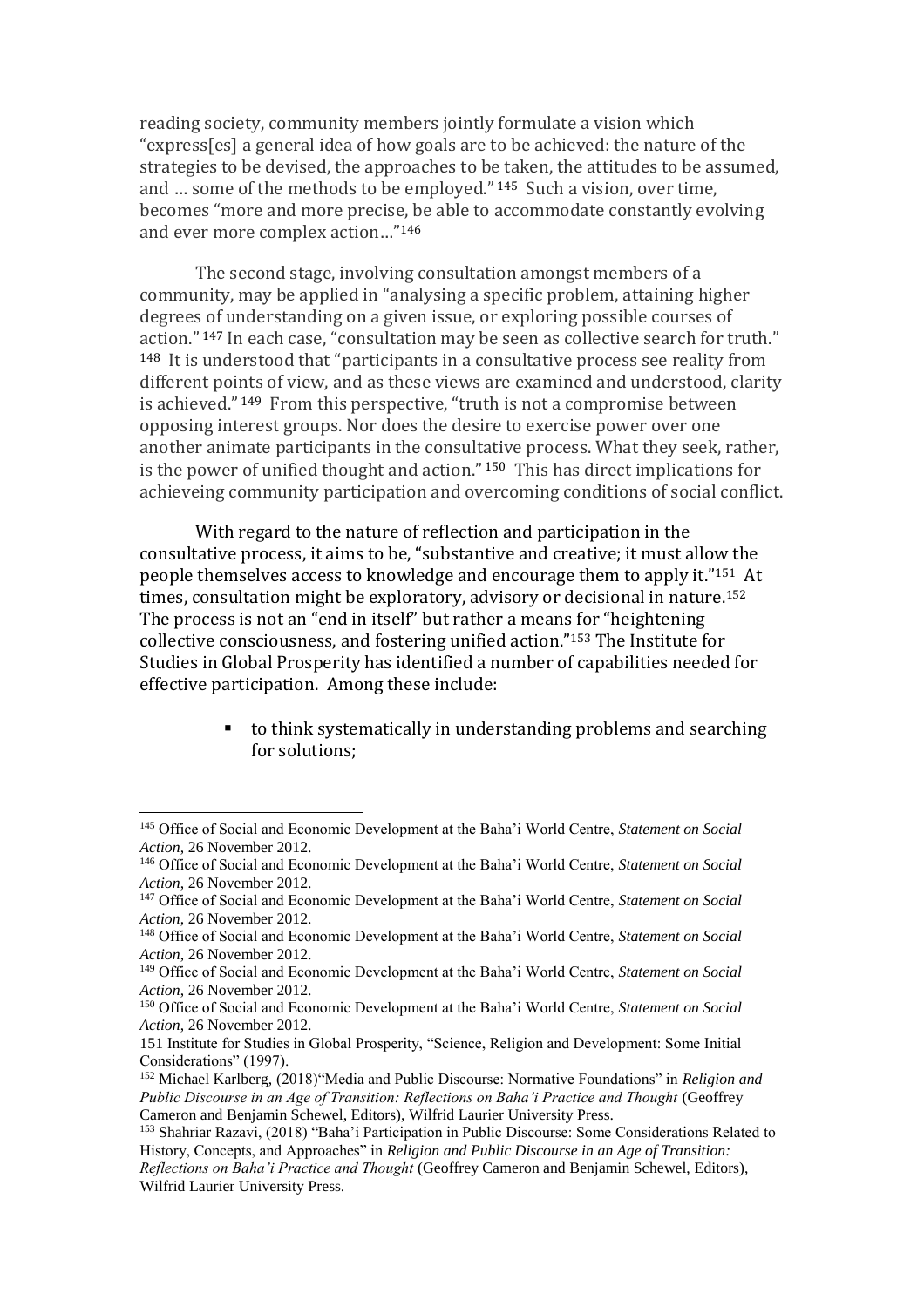reading society, community members jointly formulate a vision which "express[es] a general idea of how goals are to be achieved: the nature of the strategies to be devised, the approaches to be taken, the attitudes to be assumed, and … some of the methods to be employed." [145] Such a vision, over time, becomes "more and more precise, be able to accommodate constantly evolving and ever more complex action…"[146]

The second stage, involving consultation amongst members of a community, may be applied in "analysing a specific problem, attaining higher degrees of understanding on a given issue, or exploring possible courses of action." [147] In each case, "consultation may be seen as collective search for truth." [148] It is understood that "participants in a consultative process see reality from different points of view, and as these views are examined and understood, clarity is achieved." [149] From this perspective, "truth is not a compromise between opposing interest groups. Nor does the desire to exercise power over one another animate participants in the consultative process. What they seek, rather, is the power of unified thought and action." [150] This has direct implications for achieveing community participation and overcoming conditions of social conflict.

With regard to the nature of reflection and participation in the consultative process, it aims to be, "substantive and creative; it must allow the people themselves access to knowledge and encourage them to apply it."[151] At times, consultation might be exploratory, advisory or decisional in nature.[152] The process is not an "end in itself" but rather a means for "heightening collective consciousness, and fostering unified action."[153] The Institute for Studies in Global Prosperity has identified a number of capabilities needed for effective participation. Among these include:

- to think systematically in understanding problems and searching for solutions;

---

[145] Office of Social and Economic Development at the Baha'i World Centre, *Statement on Social Action*, 26 November 2012.

[146] Office of Social and Economic Development at the Baha'i World Centre, *Statement on Social Action*, 26 November 2012.

[147] Office of Social and Economic Development at the Baha'i World Centre, *Statement on Social Action*, 26 November 2012.

[148] Office of Social and Economic Development at the Baha'i World Centre, *Statement on Social Action*, 26 November 2012.

[149] Office of Social and Economic Development at the Baha'i World Centre, *Statement on Social Action*, 26 November 2012.

[150] Office of Social and Economic Development at the Baha'i World Centre, *Statement on Social Action*, 26 November 2012.

151 Institute for Studies in Global Prosperity, "Science, Religion and Development: Some Initial Considerations" (1997).

[152] Michael Karlberg, (2018)"Media and Public Discourse: Normative Foundations" in *Religion and Public Discourse in an Age of Transition: Reflections on Baha'i Practice and Thought* (Geoffrey Cameron and Benjamin Schewel, Editors), Wilfrid Laurier University Press.

[153] Shahriar Razavi, (2018) "Baha'i Participation in Public Discourse: Some Considerations Related to History, Concepts, and Approaches" in *Religion and Public Discourse in an Age of Transition: Reflections on Baha'i Practice and Thought* (Geoffrey Cameron and Benjamin Schewel, Editors), Wilfrid Laurier University Press.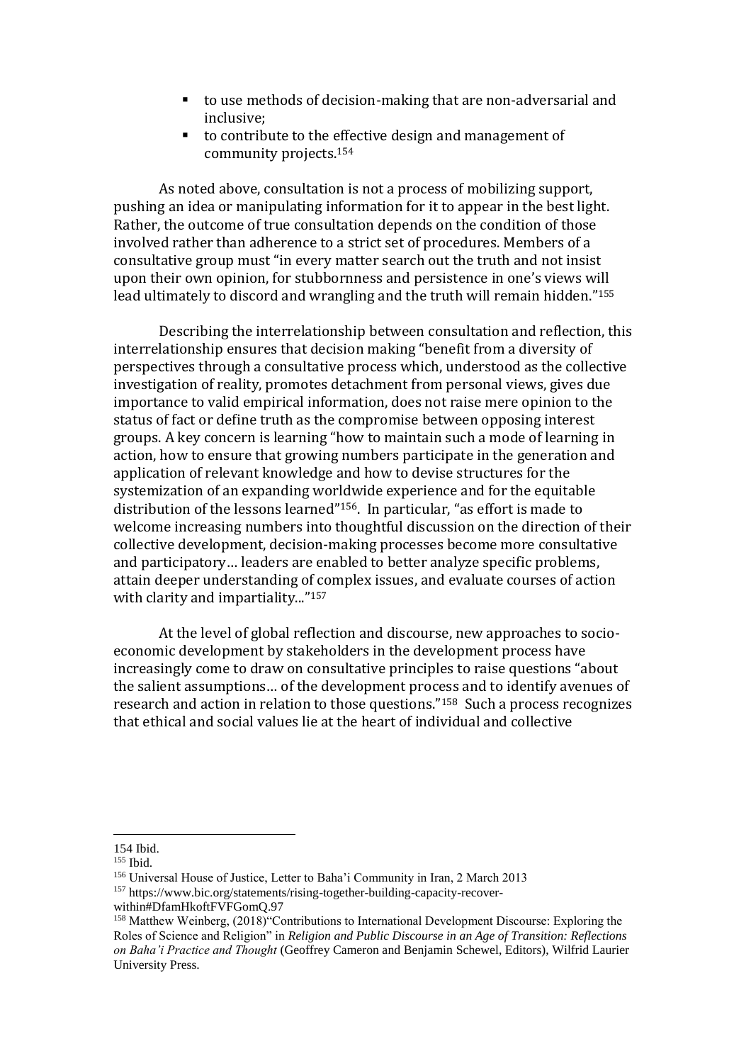- to use methods of decision-making that are non-adversarial and inclusive;
- to contribute to the effective design and management of community projects.[154]

As noted above, consultation is not a process of mobilizing support, pushing an idea or manipulating information for it to appear in the best light. Rather, the outcome of true consultation depends on the condition of those involved rather than adherence to a strict set of procedures. Members of a consultative group must "in every matter search out the truth and not insist upon their own opinion, for stubbornness and persistence in one's views will lead ultimately to discord and wrangling and the truth will remain hidden."[155]

Describing the interrelationship between consultation and reflection, this interrelationship ensures that decision making "benefit from a diversity of perspectives through a consultative process which, understood as the collective investigation of reality, promotes detachment from personal views, gives due importance to valid empirical information, does not raise mere opinion to the status of fact or define truth as the compromise between opposing interest groups. A key concern is learning "how to maintain such a mode of learning in action, how to ensure that growing numbers participate in the generation and application of relevant knowledge and how to devise structures for the systemization of an expanding worldwide experience and for the equitable distribution of the lessons learned"[156]. In particular, "as effort is made to welcome increasing numbers into thoughtful discussion on the direction of their collective development, decision-making processes become more consultative and participatory… leaders are enabled to better analyze specific problems, attain deeper understanding of complex issues, and evaluate courses of action with clarity and impartiality..."[157]

At the level of global reflection and discourse, new approaches to socio-economic development by stakeholders in the development process have increasingly come to draw on consultative principles to raise questions "about the salient assumptions… of the development process and to identify avenues of research and action in relation to those questions."[158] Such a process recognizes that ethical and social values lie at the heart of individual and collective

---

154 Ibid.

155 Ibid.

156 Universal House of Justice, Letter to Baha'i Community in Iran, 2 March 2013

157 https://www.bic.org/statements/rising-together-building-capacity-recover-within#DfamHkoftFVFGomQ.97

158 Matthew Weinberg, (2018)"Contributions to International Development Discourse: Exploring the Roles of Science and Religion" in *Religion and Public Discourse in an Age of Transition: Reflections on Baha'i Practice and Thought* (Geoffrey Cameron and Benjamin Schewel, Editors), Wilfrid Laurier University Press.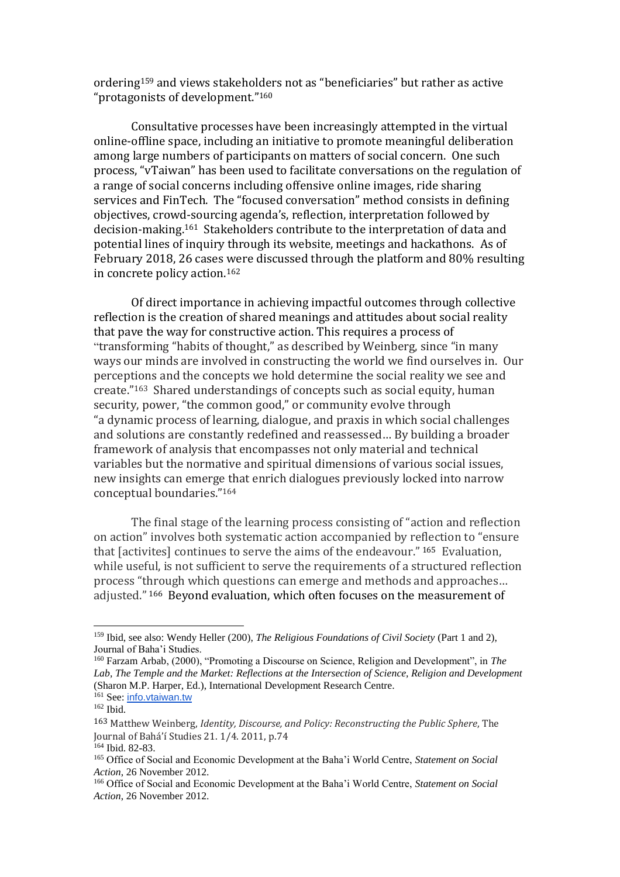ordering[159] and views stakeholders not as "beneficiaries" but rather as active "protagonists of development."[160]

Consultative processes have been increasingly attempted in the virtual online-offline space, including an initiative to promote meaningful deliberation among large numbers of participants on matters of social concern. One such process, "vTaiwan" has been used to facilitate conversations on the regulation of a range of social concerns including offensive online images, ride sharing services and FinTech. The "focused conversation" method consists in defining objectives, crowd-sourcing agenda's, reflection, interpretation followed by decision-making.[161] Stakeholders contribute to the interpretation of data and potential lines of inquiry through its website, meetings and hackathons. As of February 2018, 26 cases were discussed through the platform and 80% resulting in concrete policy action.[162]

Of direct importance in achieving impactful outcomes through collective reflection is the creation of shared meanings and attitudes about social reality that pave the way for constructive action. This requires a process of "transforming "habits of thought," as described by Weinberg, since "in many ways our minds are involved in constructing the world we find ourselves in. Our perceptions and the concepts we hold determine the social reality we see and create."[163] Shared understandings of concepts such as social equity, human security, power, "the common good," or community evolve through "a dynamic process of learning, dialogue, and praxis in which social challenges and solutions are constantly redefined and reassessed… By building a broader framework of analysis that encompasses not only material and technical variables but the normative and spiritual dimensions of various social issues, new insights can emerge that enrich dialogues previously locked into narrow conceptual boundaries."[164]

The final stage of the learning process consisting of "action and reflection on action" involves both systematic action accompanied by reflection to "ensure that [activites] continues to serve the aims of the endeavour." [165] Evaluation, while useful, is not sufficient to serve the requirements of a structured reflection process "through which questions can emerge and methods and approaches… adjusted." [166] Beyond evaluation, which often focuses on the measurement of

---

[159] Ibid, see also: Wendy Heller (200), *The Religious Foundations of Civil Society* (Part 1 and 2), Journal of Baha'i Studies.

[160] Farzam Arbab, (2000), "Promoting a Discourse on Science, Religion and Development", in *The Lab, The Temple and the Market: Reflections at the Intersection of Science, Religion and Development* (Sharon M.P. Harper, Ed.), International Development Research Centre.

[161] See: info.vtaiwan.tw

[162] Ibid.

[163] Matthew Weinberg, *Identity, Discourse, and Policy: Reconstructing the Public Sphere*, The Journal of Bahá'í Studies 21. 1/4. 2011, p.74

[164] Ibid. 82-83.

[165] Office of Social and Economic Development at the Baha'i World Centre, *Statement on Social Action*, 26 November 2012.

[166] Office of Social and Economic Development at the Baha'i World Centre, *Statement on Social Action*, 26 November 2012.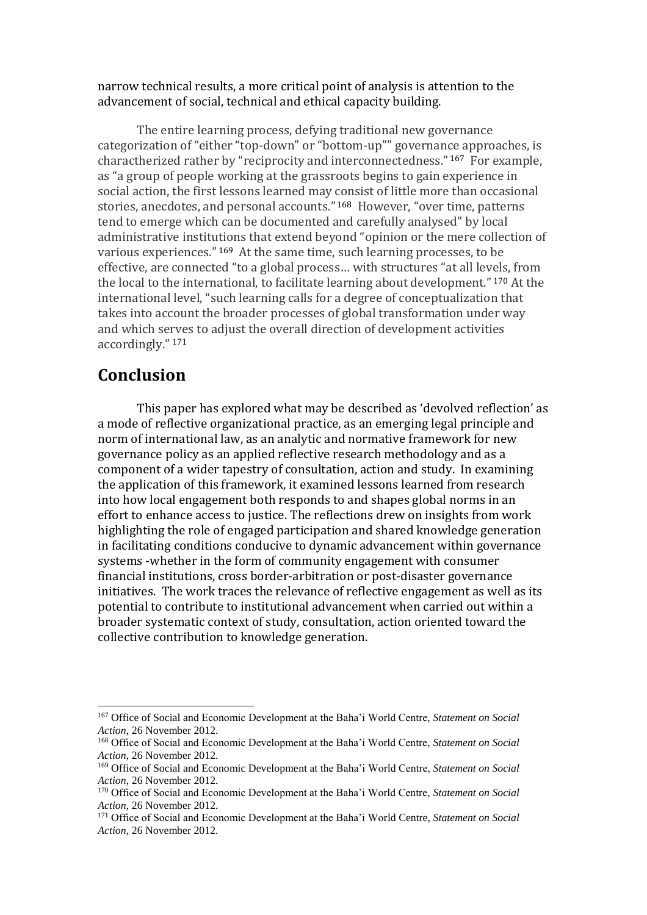narrow technical results, a more critical point of analysis is attention to the advancement of social, technical and ethical capacity building.

The entire learning process, defying traditional new governance categorization of "either "top-down" or "bottom-up"" governance approaches, is charactherized rather by "reciprocity and interconnectedness."[167] For example, as "a group of people working at the grassroots begins to gain experience in social action, the first lessons learned may consist of little more than occasional stories, anecdotes, and personal accounts."[168] However, "over time, patterns tend to emerge which can be documented and carefully analysed" by local administrative institutions that extend beyond "opinion or the mere collection of various experiences."[169] At the same time, such learning processes, to be effective, are connected "to a global process… with structures "at all levels, from the local to the international, to facilitate learning about development."[170] At the international level, "such learning calls for a degree of conceptualization that takes into account the broader processes of global transformation under way and which serves to adjust the overall direction of development activities accordingly."[171]

## Conclusion

This paper has explored what may be described as 'devolved reflection' as a mode of reflective organizational practice, as an emerging legal principle and norm of international law, as an analytic and normative framework for new governance policy as an applied reflective research methodology and as a component of a wider tapestry of consultation, action and study. In examining the application of this framework, it examined lessons learned from research into how local engagement both responds to and shapes global norms in an effort to enhance access to justice. The reflections drew on insights from work highlighting the role of engaged participation and shared knowledge generation in facilitating conditions conducive to dynamic advancement within governance systems -whether in the form of community engagement with consumer financial institutions, cross border-arbitration or post-disaster governance initiatives. The work traces the relevance of reflective engagement as well as its potential to contribute to institutional advancement when carried out within a broader systematic context of study, consultation, action oriented toward the collective contribution to knowledge generation.

---

[167] Office of Social and Economic Development at the Baha'i World Centre, *Statement on Social Action*, 26 November 2012.

[168] Office of Social and Economic Development at the Baha'i World Centre, *Statement on Social Action*, 26 November 2012.

[169] Office of Social and Economic Development at the Baha'i World Centre, *Statement on Social Action*, 26 November 2012.

[170] Office of Social and Economic Development at the Baha'i World Centre, *Statement on Social Action*, 26 November 2012.

[171] Office of Social and Economic Development at the Baha'i World Centre, *Statement on Social Action*, 26 November 2012.